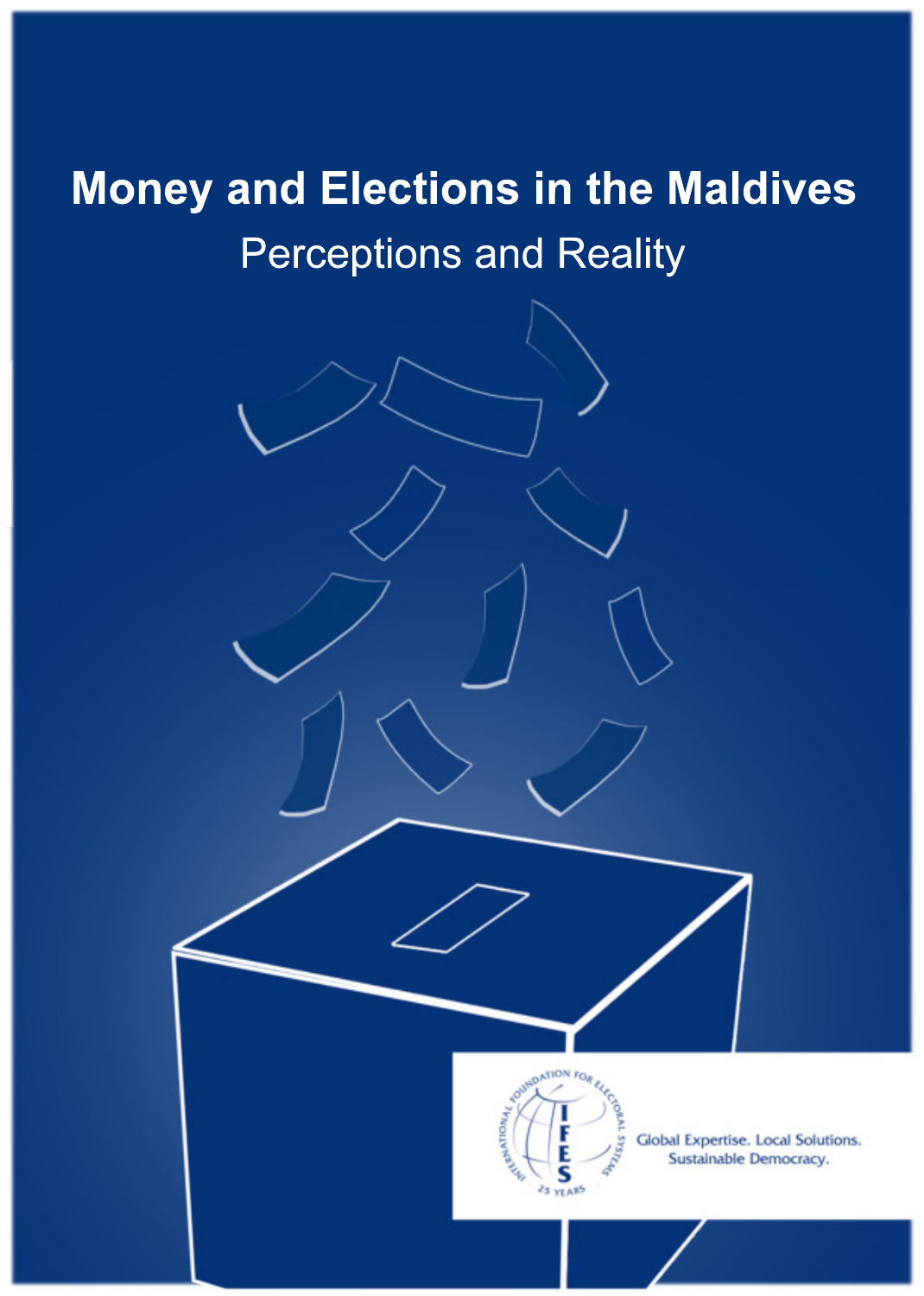# Money and Elections in the Maldives

## Perceptions and Reality

INTERNATIONAL FOUNDATION FOR ELECTORAL SYSTEMS

IFES

25 YEARS

Global Expertise. Local Solutions. Sustainable Democracy.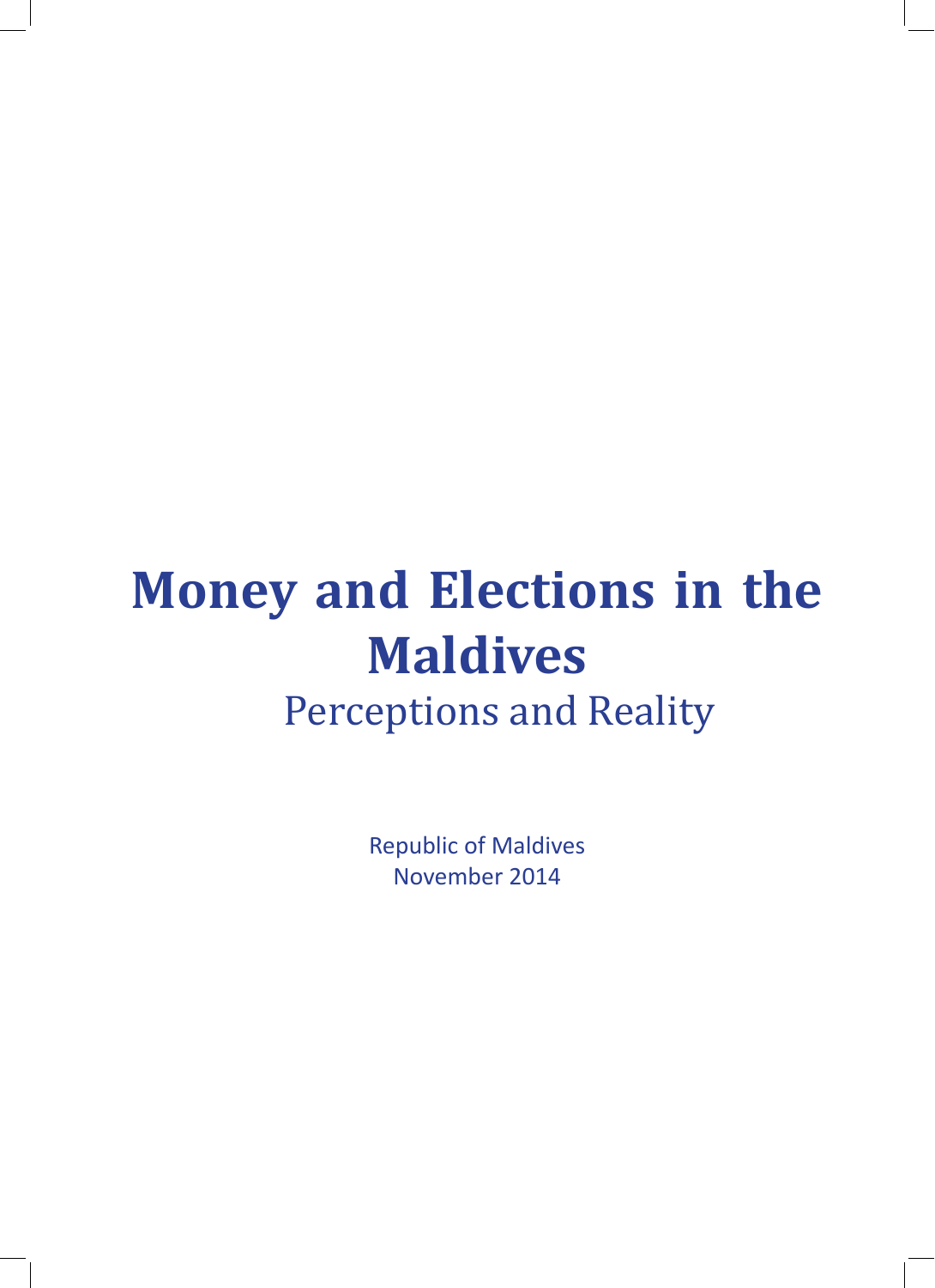# Money and Elections in the Maldives

## Perceptions and Reality

Republic of Maldives
November 2014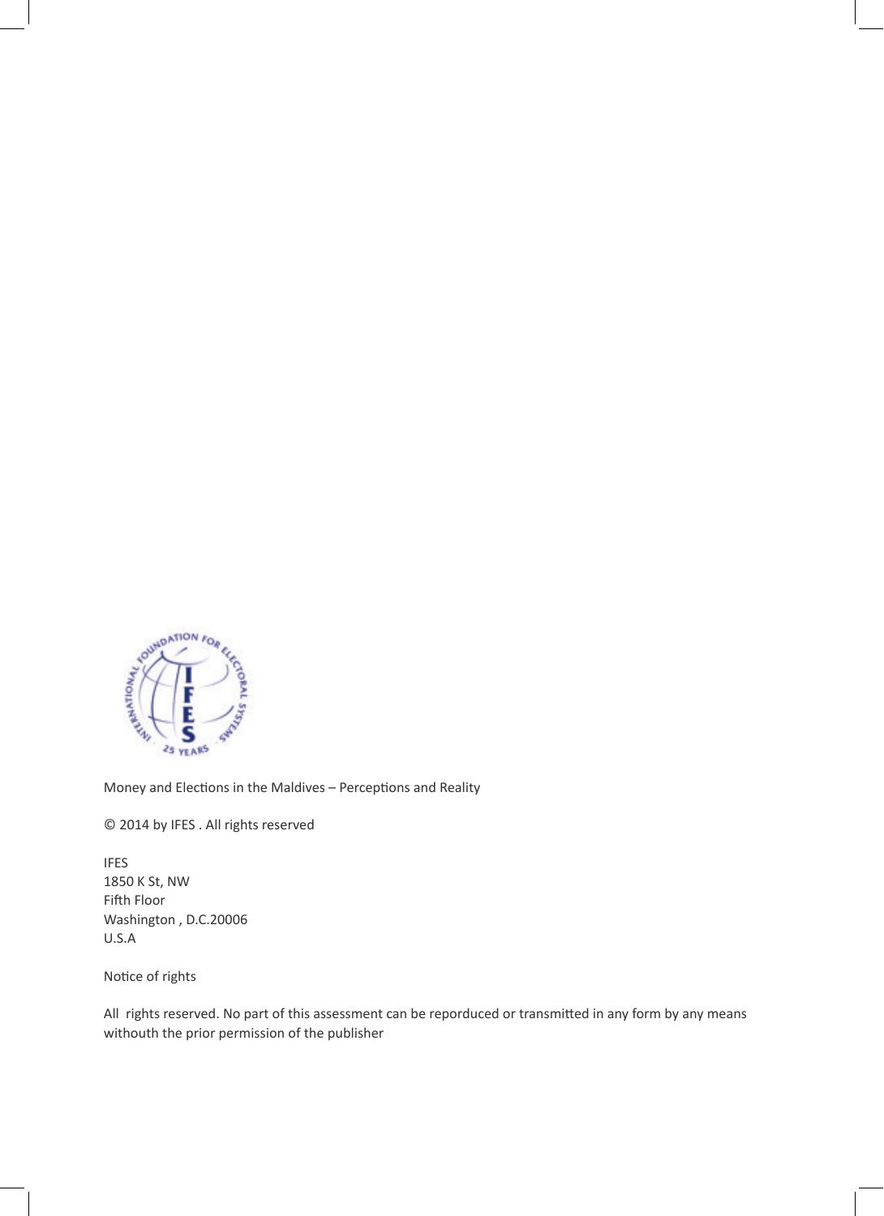Money and Elections in the Maldives – Perceptions and Reality

© 2014 by IFES . All rights reserved

IFES
1850 K St, NW
Fifth Floor
Washington , D.C.20006
U.S.A

Notice of rights

All rights reserved. No part of this assessment can be reporduced or transmitted in any form by any means withouth the prior permission of the publisher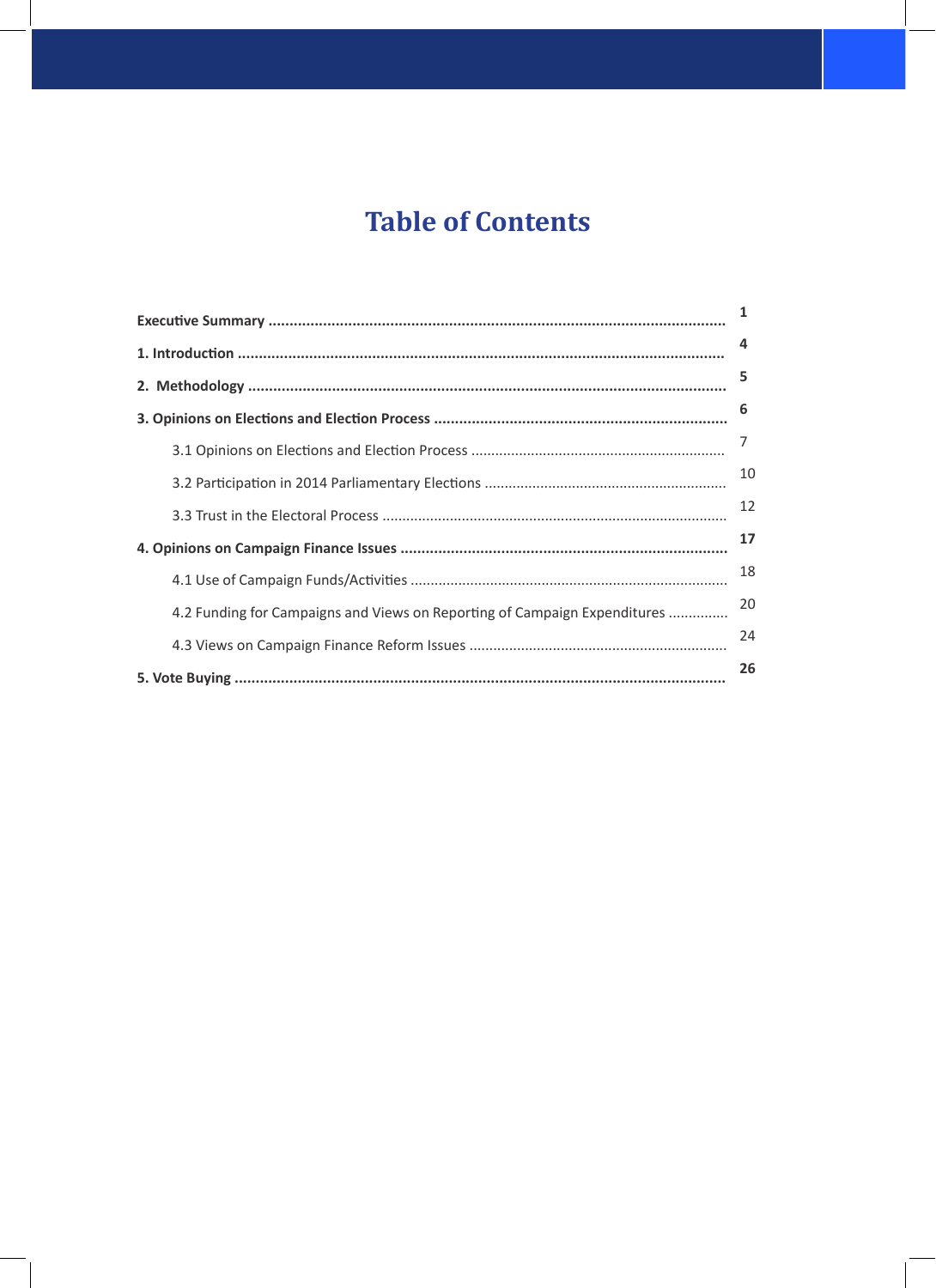# Table of Contents

**Executive Summary** ........................................................................................................ **1**

**1. Introduction** ................................................................................................................ **4**

**2. Methodology** ............................................................................................................... **5**

**3. Opinions on Elections and Election Process** ................................................................. **6**

3.1 Opinions on Elections and Election Process ........................................................... 7

3.2 Participation in 2014 Parliamentary Elections ....................................................... 10

3.3 Trust in the Electoral Process ................................................................................. 12

**4. Opinions on Campaign Finance Issues** ........................................................................ **17**

4.1 Use of Campaign Funds/Activities .......................................................................... 18

4.2 Funding for Campaigns and Views on Reporting of Campaign Expenditures .............. 20

4.3 Views on Campaign Finance Reform Issues ............................................................. 24

**5. Vote Buying** ................................................................................................................ **26**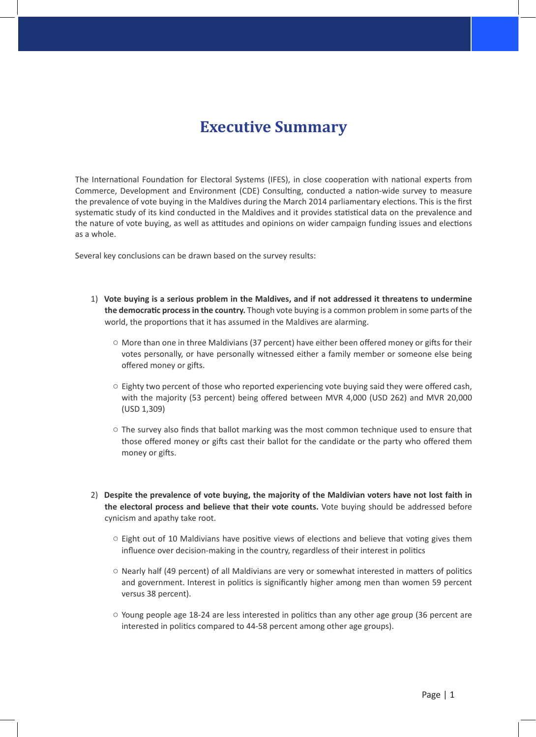# Executive Summary

The International Foundation for Electoral Systems (IFES), in close cooperation with national experts from Commerce, Development and Environment (CDE) Consulting, conducted a nation-wide survey to measure the prevalence of vote buying in the Maldives during the March 2014 parliamentary elections. This is the first systematic study of its kind conducted in the Maldives and it provides statistical data on the prevalence and the nature of vote buying, as well as attitudes and opinions on wider campaign funding issues and elections as a whole.

Several key conclusions can be drawn based on the survey results:

1) **Vote buying is a serious problem in the Maldives, and if not addressed it threatens to undermine the democratic process in the country.** Though vote buying is a common problem in some parts of the world, the proportions that it has assumed in the Maldives are alarming.

   - More than one in three Maldivians (37 percent) have either been offered money or gifts for their votes personally, or have personally witnessed either a family member or someone else being offered money or gifts.

   - Eighty two percent of those who reported experiencing vote buying said they were offered cash, with the majority (53 percent) being offered between MVR 4,000 (USD 262) and MVR 20,000 (USD 1,309)

   - The survey also finds that ballot marking was the most common technique used to ensure that those offered money or gifts cast their ballot for the candidate or the party who offered them money or gifts.

2) **Despite the prevalence of vote buying, the majority of the Maldivian voters have not lost faith in the electoral process and believe that their vote counts.** Vote buying should be addressed before cynicism and apathy take root.

   - Eight out of 10 Maldivians have positive views of elections and believe that voting gives them influence over decision-making in the country, regardless of their interest in politics

   - Nearly half (49 percent) of all Maldivians are very or somewhat interested in matters of politics and government. Interest in politics is significantly higher among men than women 59 percent versus 38 percent).

   - Young people age 18-24 are less interested in politics than any other age group (36 percent are interested in politics compared to 44-58 percent among other age groups).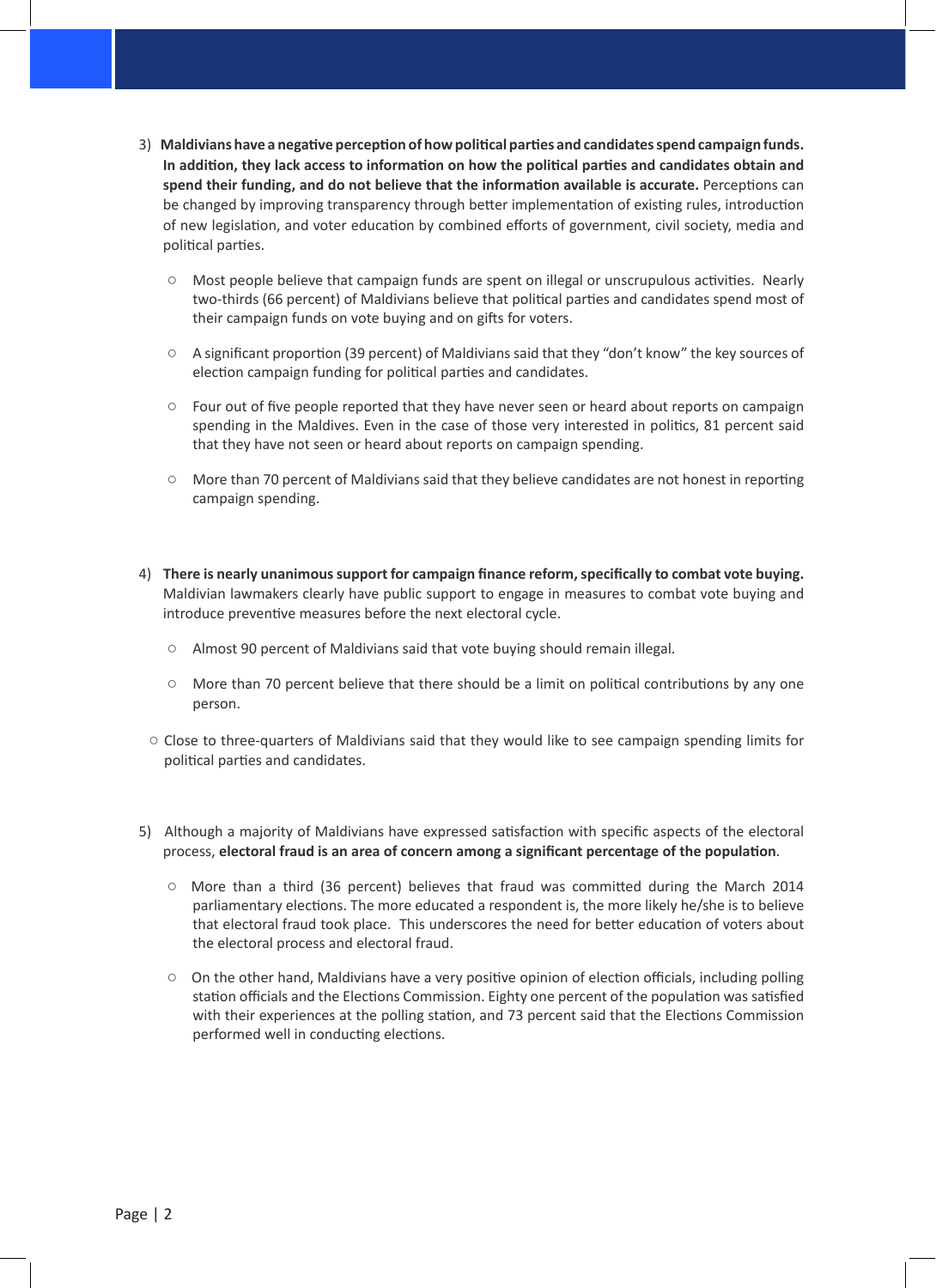3) **Maldivians have a negative perception of how political parties and candidates spend campaign funds. In addition, they lack access to information on how the political parties and candidates obtain and spend their funding, and do not believe that the information available is accurate.** Perceptions can be changed by improving transparency through better implementation of existing rules, introduction of new legislation, and voter education by combined efforts of government, civil society, media and political parties.

   - Most people believe that campaign funds are spent on illegal or unscrupulous activities. Nearly two-thirds (66 percent) of Maldivians believe that political parties and candidates spend most of their campaign funds on vote buying and on gifts for voters.
   - A significant proportion (39 percent) of Maldivians said that they "don't know" the key sources of election campaign funding for political parties and candidates.
   - Four out of five people reported that they have never seen or heard about reports on campaign spending in the Maldives. Even in the case of those very interested in politics, 81 percent said that they have not seen or heard about reports on campaign spending.
   - More than 70 percent of Maldivians said that they believe candidates are not honest in reporting campaign spending.

4) **There is nearly unanimous support for campaign finance reform, specifically to combat vote buying.** Maldivian lawmakers clearly have public support to engage in measures to combat vote buying and introduce preventive measures before the next electoral cycle.

   - Almost 90 percent of Maldivians said that vote buying should remain illegal.
   - More than 70 percent believe that there should be a limit on political contributions by any one person.
   - Close to three-quarters of Maldivians said that they would like to see campaign spending limits for political parties and candidates.

5) Although a majority of Maldivians have expressed satisfaction with specific aspects of the electoral process, **electoral fraud is an area of concern among a significant percentage of the population**.

   - More than a third (36 percent) believes that fraud was committed during the March 2014 parliamentary elections. The more educated a respondent is, the more likely he/she is to believe that electoral fraud took place. This underscores the need for better education of voters about the electoral process and electoral fraud.
   - On the other hand, Maldivians have a very positive opinion of election officials, including polling station officials and the Elections Commission. Eighty one percent of the population was satisfied with their experiences at the polling station, and 73 percent said that the Elections Commission performed well in conducting elections.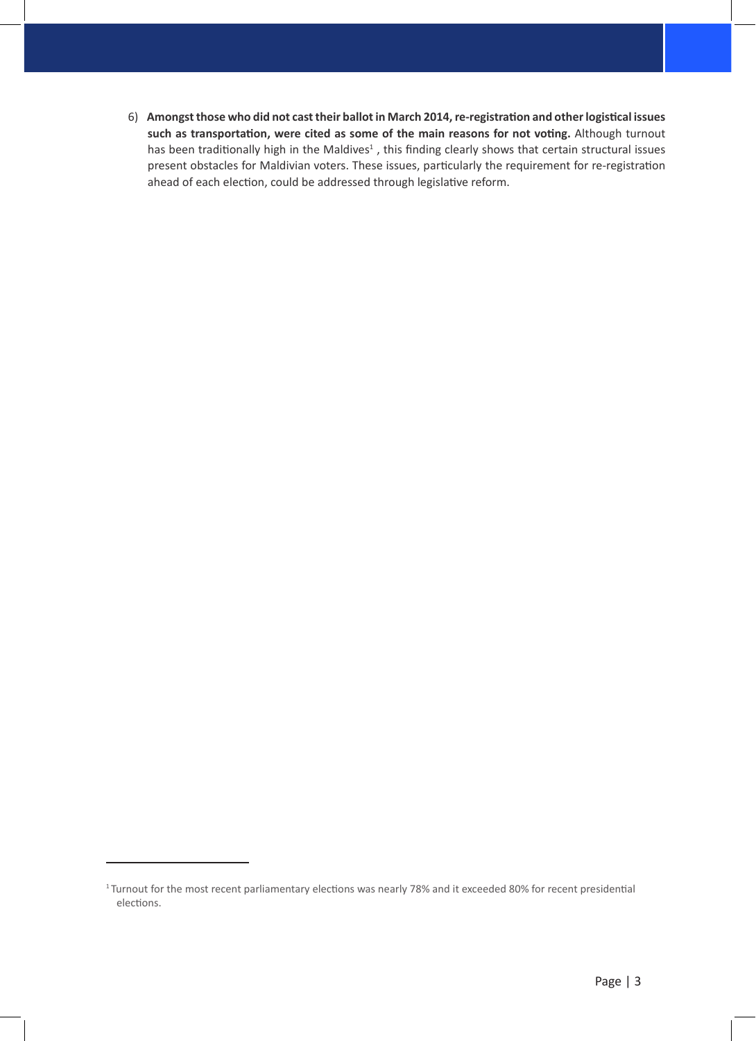6) **Amongst those who did not cast their ballot in March 2014, re-registration and other logistical issues such as transportation, were cited as some of the main reasons for not voting.** Although turnout has been traditionally high in the Maldives[1] , this finding clearly shows that certain structural issues present obstacles for Maldivian voters. These issues, particularly the requirement for re-registration ahead of each election, could be addressed through legislative reform.

[1] Turnout for the most recent parliamentary elections was nearly 78% and it exceeded 80% for recent presidential elections.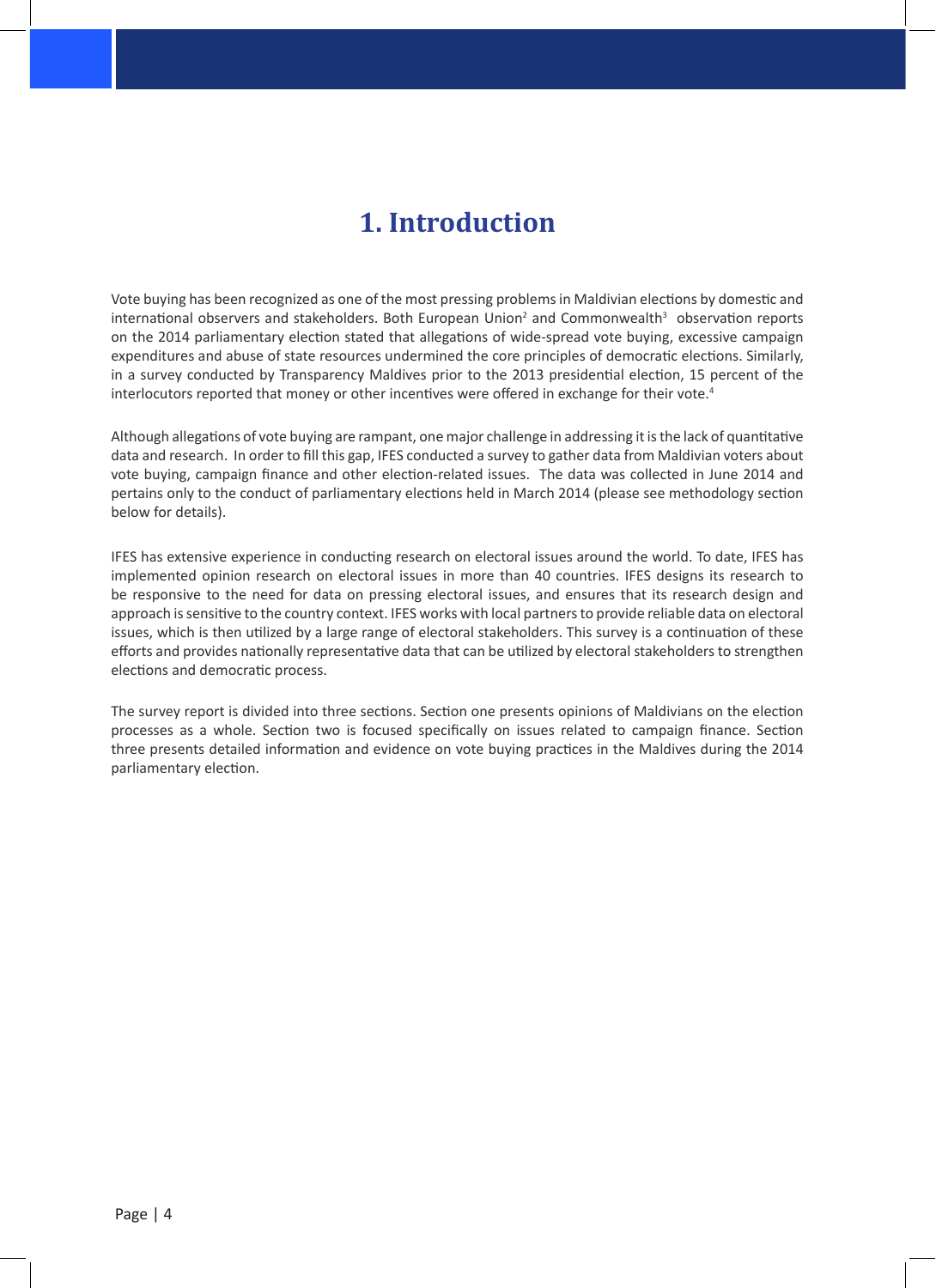# 1. Introduction

Vote buying has been recognized as one of the most pressing problems in Maldivian elections by domestic and international observers and stakeholders. Both European Union[2] and Commonwealth[3] observation reports on the 2014 parliamentary election stated that allegations of wide-spread vote buying, excessive campaign expenditures and abuse of state resources undermined the core principles of democratic elections. Similarly, in a survey conducted by Transparency Maldives prior to the 2013 presidential election, 15 percent of the interlocutors reported that money or other incentives were offered in exchange for their vote.[4]

Although allegations of vote buying are rampant, one major challenge in addressing it is the lack of quantitative data and research. In order to fill this gap, IFES conducted a survey to gather data from Maldivian voters about vote buying, campaign finance and other election-related issues. The data was collected in June 2014 and pertains only to the conduct of parliamentary elections held in March 2014 (please see methodology section below for details).

IFES has extensive experience in conducting research on electoral issues around the world. To date, IFES has implemented opinion research on electoral issues in more than 40 countries. IFES designs its research to be responsive to the need for data on pressing electoral issues, and ensures that its research design and approach is sensitive to the country context. IFES works with local partners to provide reliable data on electoral issues, which is then utilized by a large range of electoral stakeholders. This survey is a continuation of these efforts and provides nationally representative data that can be utilized by electoral stakeholders to strengthen elections and democratic process.

The survey report is divided into three sections. Section one presents opinions of Maldivians on the election processes as a whole. Section two is focused specifically on issues related to campaign finance. Section three presents detailed information and evidence on vote buying practices in the Maldives during the 2014 parliamentary election.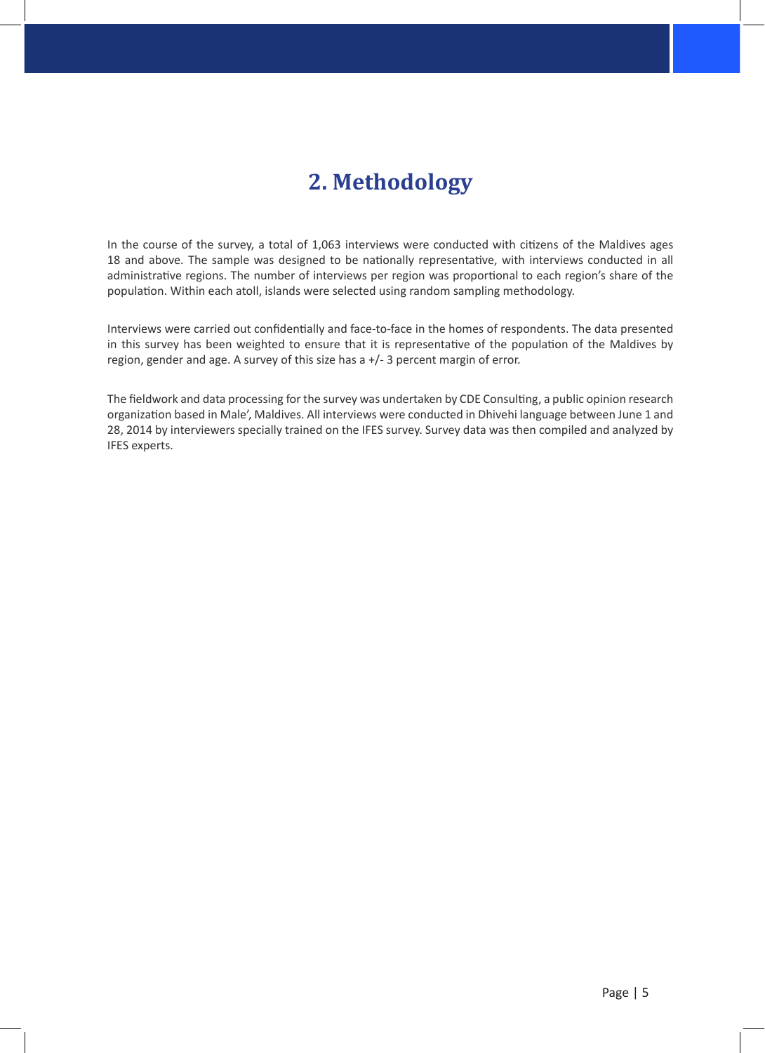# 2. Methodology

In the course of the survey, a total of 1,063 interviews were conducted with citizens of the Maldives ages 18 and above. The sample was designed to be nationally representative, with interviews conducted in all administrative regions. The number of interviews per region was proportional to each region's share of the population. Within each atoll, islands were selected using random sampling methodology.

Interviews were carried out confidentially and face-to-face in the homes of respondents. The data presented in this survey has been weighted to ensure that it is representative of the population of the Maldives by region, gender and age. A survey of this size has a +/- 3 percent margin of error.

The fieldwork and data processing for the survey was undertaken by CDE Consulting, a public opinion research organization based in Male', Maldives. All interviews were conducted in Dhivehi language between June 1 and 28, 2014 by interviewers specially trained on the IFES survey. Survey data was then compiled and analyzed by IFES experts.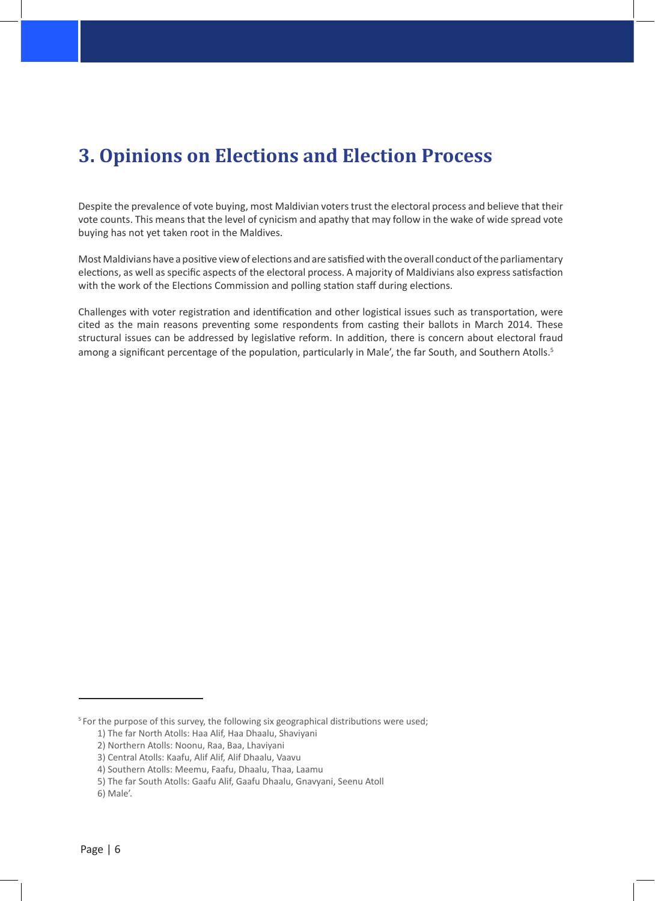# 3. Opinions on Elections and Election Process

Despite the prevalence of vote buying, most Maldivian voters trust the electoral process and believe that their vote counts. This means that the level of cynicism and apathy that may follow in the wake of wide spread vote buying has not yet taken root in the Maldives.

Most Maldivians have a positive view of elections and are satisfied with the overall conduct of the parliamentary elections, as well as specific aspects of the electoral process. A majority of Maldivians also express satisfaction with the work of the Elections Commission and polling station staff during elections.

Challenges with voter registration and identification and other logistical issues such as transportation, were cited as the main reasons preventing some respondents from casting their ballots in March 2014. These structural issues can be addressed by legislative reform. In addition, there is concern about electoral fraud among a significant percentage of the population, particularly in Male', the far South, and Southern Atolls.[5]

---

[5] For the purpose of this survey, the following six geographical distributions were used;

1) The far North Atolls: Haa Alif, Haa Dhaalu, Shaviyani
2) Northern Atolls: Noonu, Raa, Baa, Lhaviyani
3) Central Atolls: Kaafu, Alif Alif, Alif Dhaalu, Vaavu
4) Southern Atolls: Meemu, Faafu, Dhaalu, Thaa, Laamu
5) The far South Atolls: Gaafu Alif, Gaafu Dhaalu, Gnavyani, Seenu Atoll
6) Male'.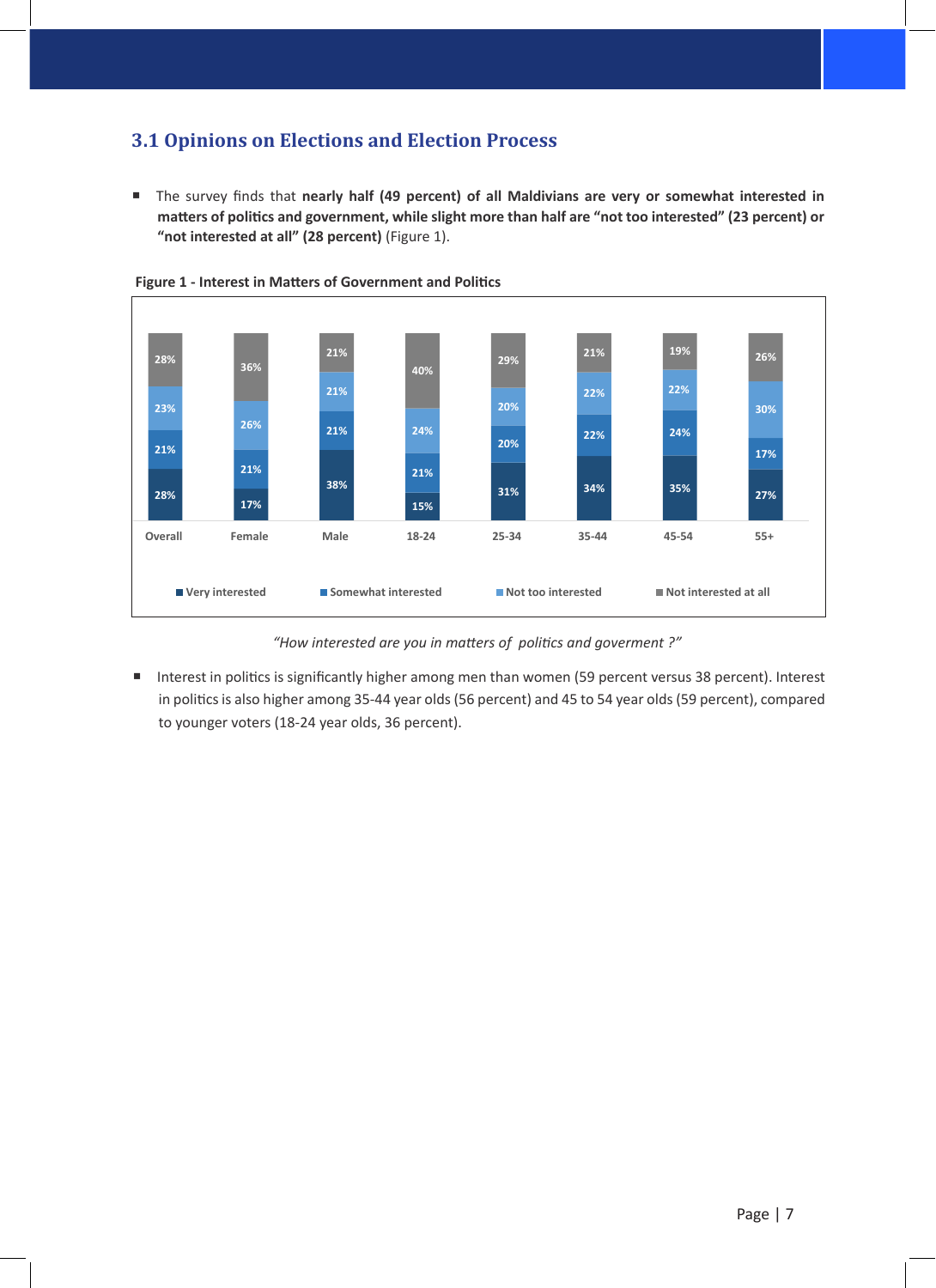## 3.1 Opinions on Elections and Election Process

- The survey finds that **nearly half (49 percent) of all Maldivians are very or somewhat interested in matters of politics and government, while slight more than half are "not too interested" (23 percent) or "not interested at all" (28 percent)** (Figure 1).

**Figure 1 - Interest in Matters of Government and Politics**

| | Overall | Female | Male | 18-24 | 25-34 | 35-44 | 45-54 | 55+ |
|---|---|---|---|---|---|---|---|---|
| Very interested | 28% | 17% | 38% | 15% | 31% | 34% | 35% | 27% |
| Somewhat interested | 21% | 21% | 21% | 21% | 20% | 22% | 24% | 17% |
| Not too interested | 23% | 26% | 21% | 24% | 20% | 22% | 22% | 30% |
| Not interested at all | 28% | 36% | 21% | 40% | 29% | 21% | 19% | 26% |

*"How interested are you in matters of politics and goverment ?"*

- Interest in politics is significantly higher among men than women (59 percent versus 38 percent). Interest in politics is also higher among 35-44 year olds (56 percent) and 45 to 54 year olds (59 percent), compared to younger voters (18-24 year olds, 36 percent).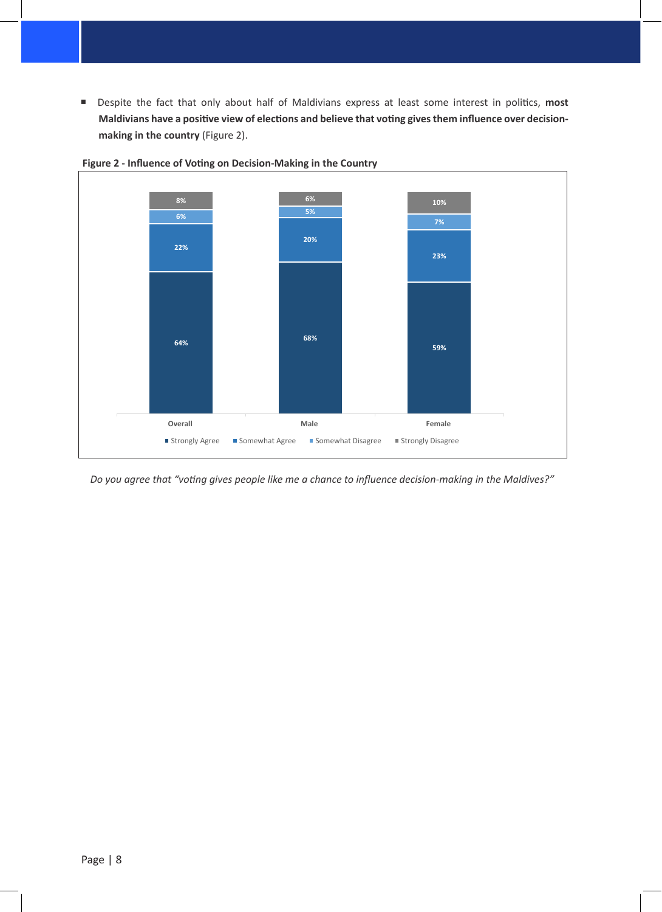- Despite the fact that only about half of Maldivians express at least some interest in politics, **most Maldivians have a positive view of elections and believe that voting gives them influence over decision-making in the country** (Figure 2).

**Figure 2 - Influence of Voting on Decision-Making in the Country**

| | Strongly Agree | Somewhat Agree | Somewhat Disagree | Strongly Disagree |
|---|---|---|---|---|
| Overall | 64% | 22% | 6% | 8% |
| Male | 68% | 20% | 5% | 6% |
| Female | 59% | 23% | 7% | 10% |

*Do you agree that "voting gives people like me a chance to influence decision-making in the Maldives?"*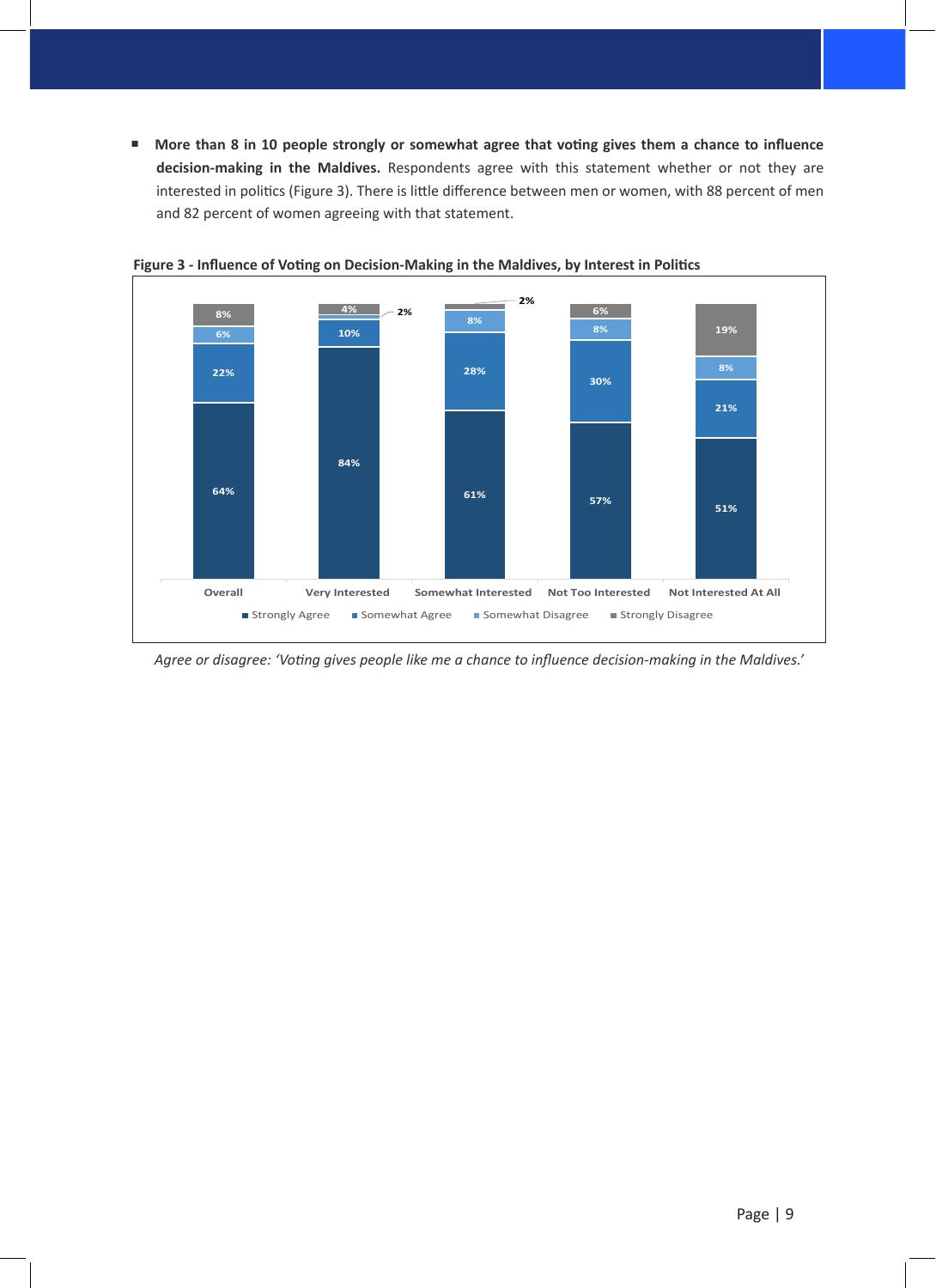- **More than 8 in 10 people strongly or somewhat agree that voting gives them a chance to influence decision-making in the Maldives.** Respondents agree with this statement whether or not they are interested in politics (Figure 3). There is little difference between men or women, with 88 percent of men and 82 percent of women agreeing with that statement.

**Figure 3 - Influence of Voting on Decision-Making in the Maldives, by Interest in Politics**

| | Strongly Agree | Somewhat Agree | Somewhat Disagree | Strongly Disagree |
|---|---|---|---|---|
| Overall | 64% | 22% | 6% | 8% |
| Very Interested | 84% | 10% | 2% | 4% |
| Somewhat Interested | 61% | 28% | 8% | 2% |
| Not Too Interested | 57% | 30% | 8% | 6% |
| Not Interested At All | 51% | 21% | 8% | 19% |

*Agree or disagree: 'Voting gives people like me a chance to influence decision-making in the Maldives.'*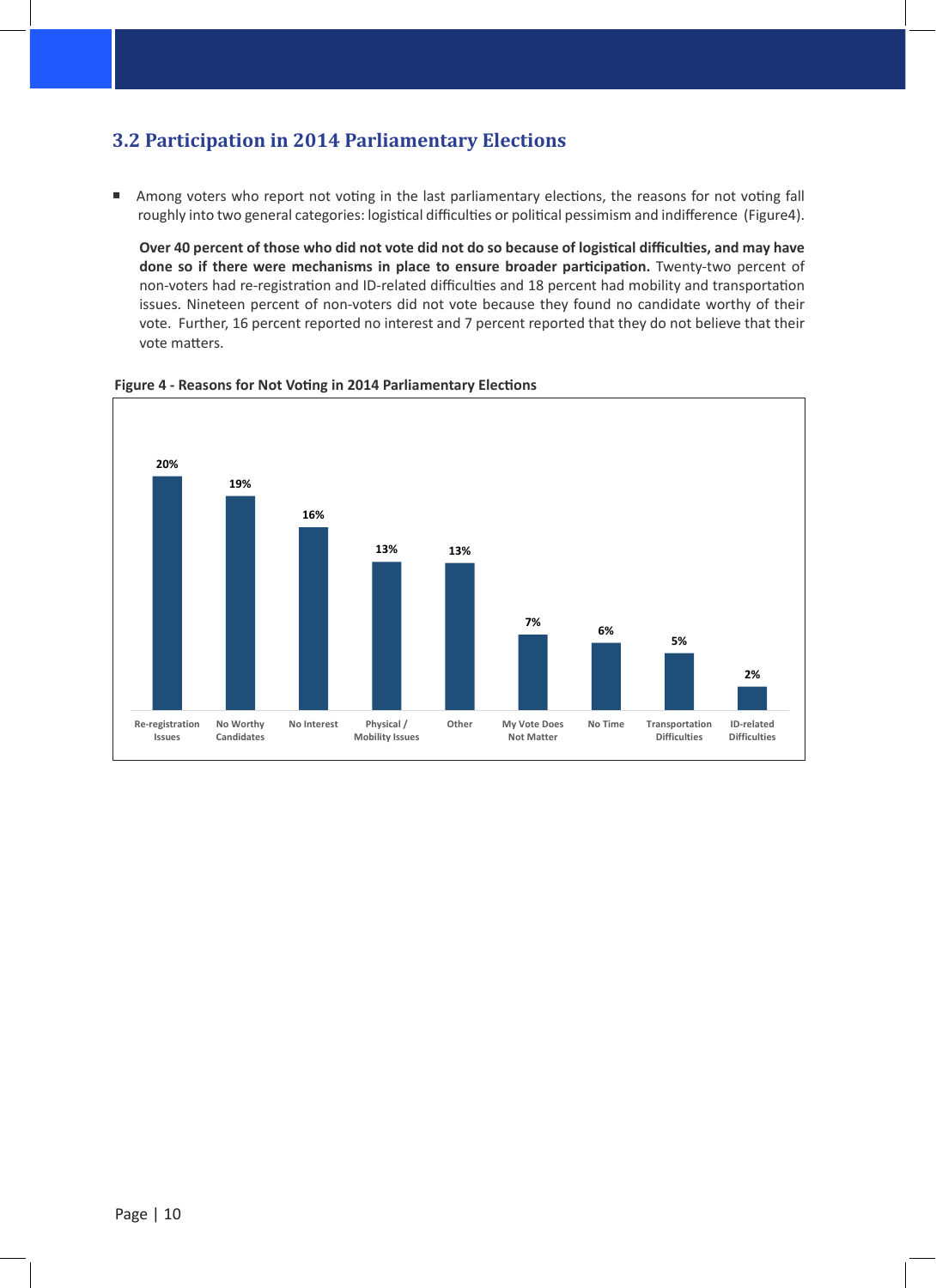## 3.2 Participation in 2014 Parliamentary Elections

- Among voters who report not voting in the last parliamentary elections, the reasons for not voting fall roughly into two general categories: logistical difficulties or political pessimism and indifference (Figure4).

  **Over 40 percent of those who did not vote did not do so because of logistical difficulties, and may have done so if there were mechanisms in place to ensure broader participation.** Twenty-two percent of non-voters had re-registration and ID-related difficulties and 18 percent had mobility and transportation issues. Nineteen percent of non-voters did not vote because they found no candidate worthy of their vote. Further, 16 percent reported no interest and 7 percent reported that they do not believe that their vote matters.

**Figure 4 - Reasons for Not Voting in 2014 Parliamentary Elections**

| Reason | Percent |
|---|---|
| Re-registration Issues | 20% |
| No Worthy Candidates | 19% |
| No Interest | 16% |
| Physical / Mobility Issues | 13% |
| Other | 13% |
| My Vote Does Not Matter | 7% |
| No Time | 6% |
| Transportation Difficulties | 5% |
| ID-related Difficulties | 2% |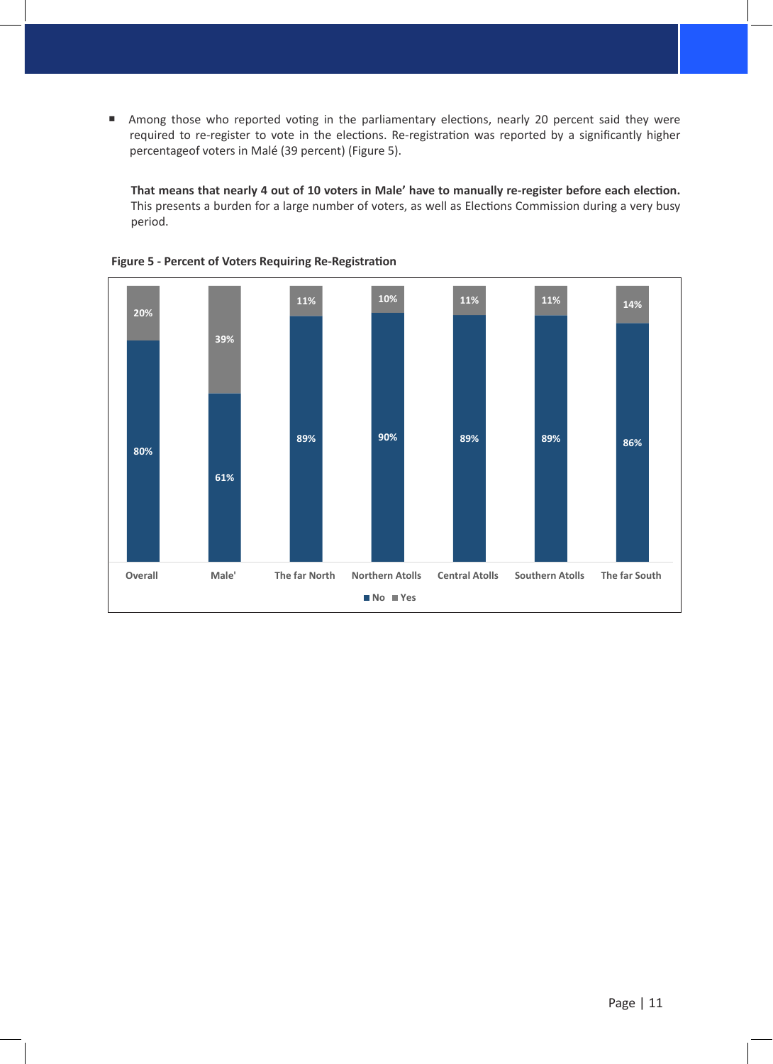- Among those who reported voting in the parliamentary elections, nearly 20 percent said they were required to re-register to vote in the elections. Re-registration was reported by a significantly higher percentageof voters in Malé (39 percent) (Figure 5).

**That means that nearly 4 out of 10 voters in Male' have to manually re-register before each election.** This presents a burden for a large number of voters, as well as Elections Commission during a very busy period.

**Figure 5 - Percent of Voters Requiring Re-Registration**

| | Overall | Male' | The far North | Northern Atolls | Central Atolls | Southern Atolls | The far South |
|---|---|---|---|---|---|---|---|
| No | 80% | 61% | 89% | 90% | 89% | 89% | 86% |
| Yes | 20% | 39% | 11% | 10% | 11% | 11% | 14% |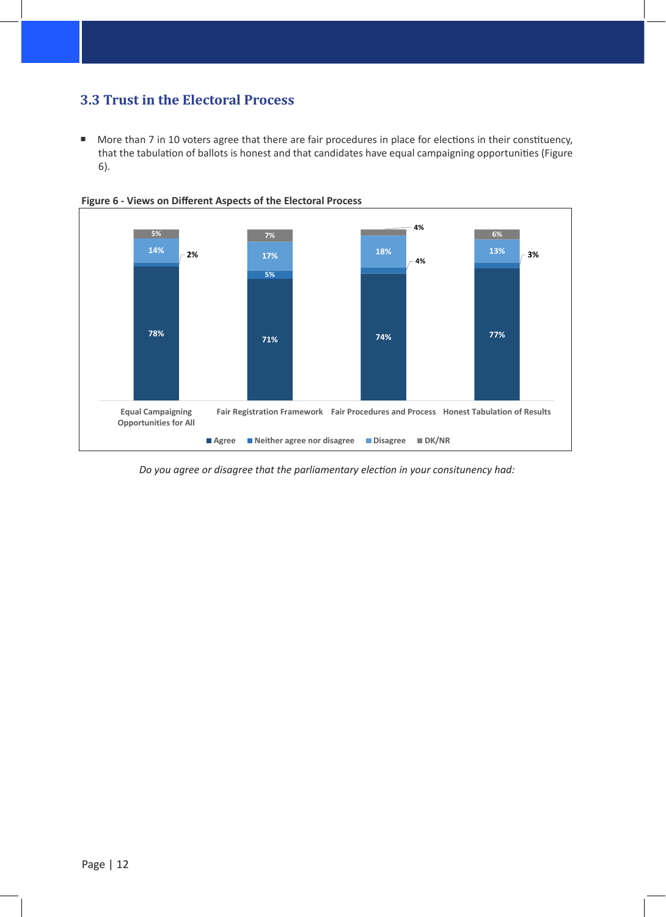## 3.3 Trust in the Electoral Process

- More than 7 in 10 voters agree that there are fair procedures in place for elections in their constituency, that the tabulation of ballots is honest and that candidates have equal campaigning opportunities (Figure 6).

**Figure 6 - Views on Different Aspects of the Electoral Process**

| | Agree | Neither agree nor disagree | Disagree | DK/NR |
|---|---|---|---|---|
| Equal Campaigning Opportunities for All | 78% | 2% | 14% | 5% |
| Fair Registration Framework | 71% | 5% | 17% | 7% |
| Fair Procedures and Process | 74% | 4% | 18% | 4% |
| Honest Tabulation of Results | 77% | 3% | 13% | 6% |

*Do you agree or disagree that the parliamentary election in your consituency had:*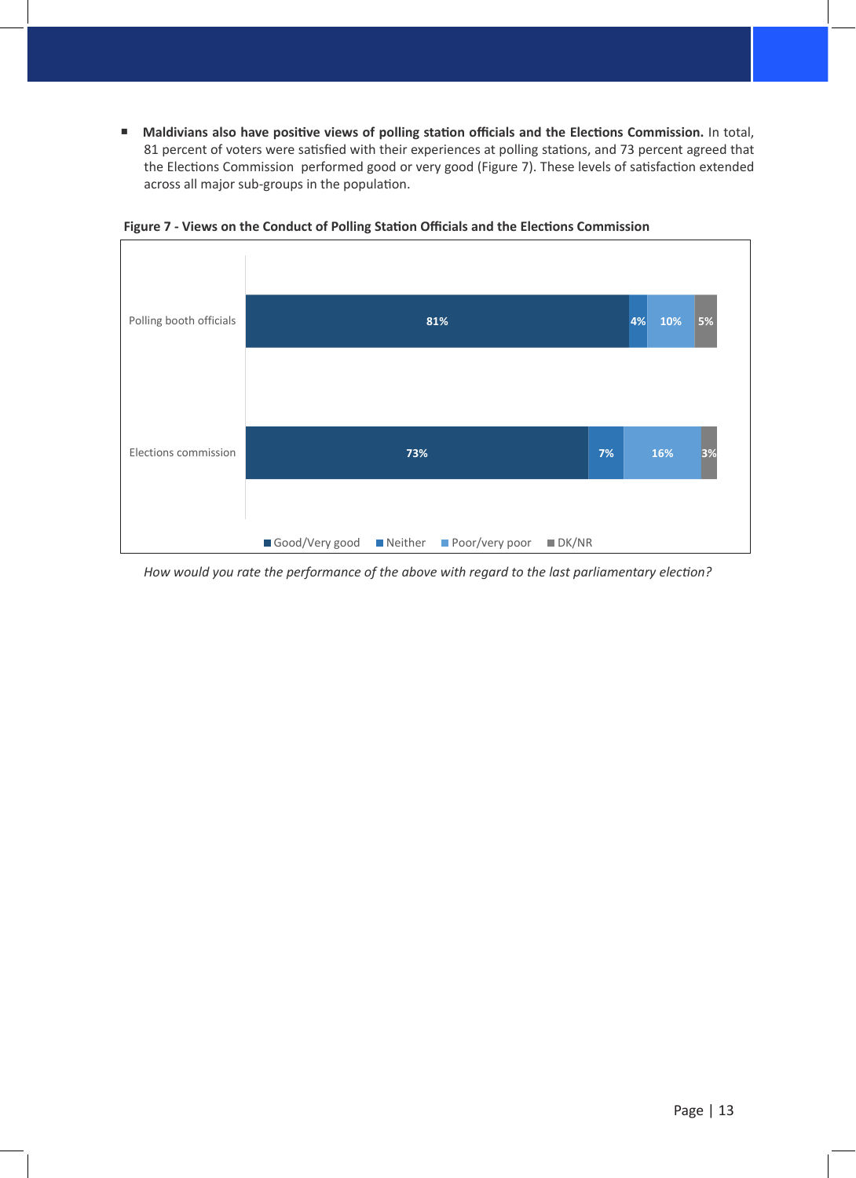- **Maldivians also have positive views of polling station officials and the Elections Commission.** In total, 81 percent of voters were satisfied with their experiences at polling stations, and 73 percent agreed that the Elections Commission performed good or very good (Figure 7). These levels of satisfaction extended across all major sub-groups in the population.

**Figure 7 - Views on the Conduct of Polling Station Officials and the Elections Commission**

| | Good/Very good | Neither | Poor/very poor | DK/NR |
|---|---|---|---|---|
| Polling booth officials | 81% | 4% | 10% | 5% |
| Elections commission | 73% | 7% | 16% | 3% |

*How would you rate the performance of the above with regard to the last parliamentary election?*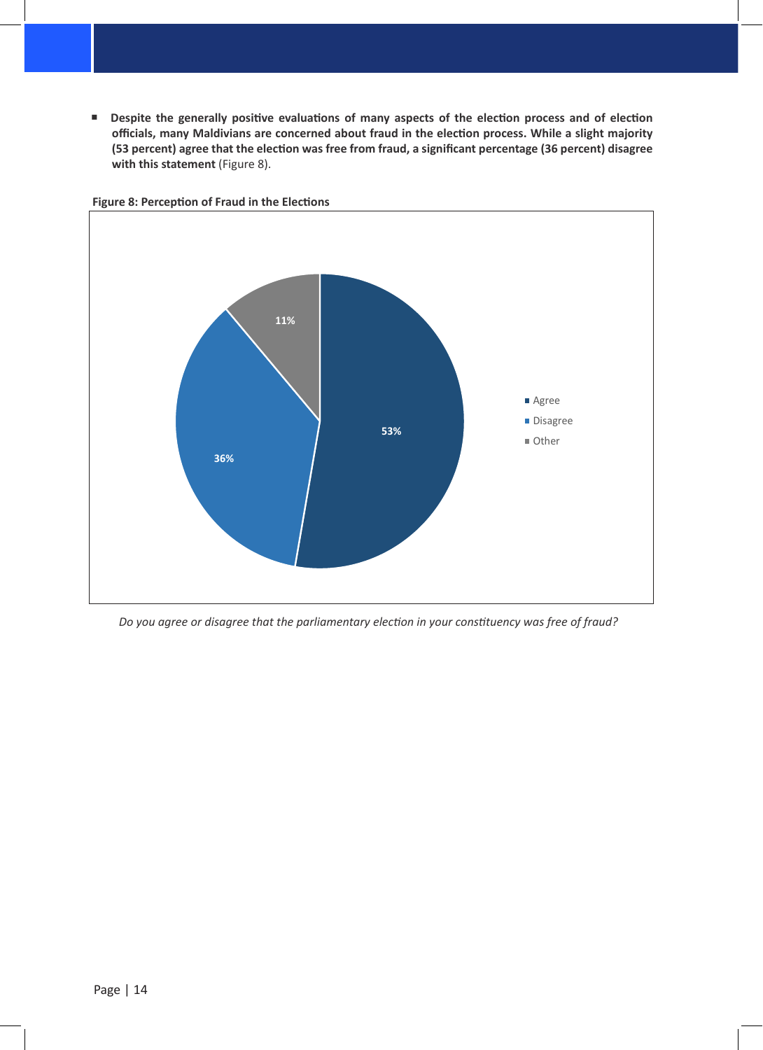- **Despite the generally positive evaluations of many aspects of the election process and of election officials, many Maldivians are concerned about fraud in the election process. While a slight majority (53 percent) agree that the election was free from fraud, a significant percentage (36 percent) disagree with this statement** (Figure 8).

**Figure 8: Perception of Fraud in the Elections**

| Response | Percentage |
|---|---|
| Agree | 53% |
| Disagree | 36% |
| Other | 11% |

*Do you agree or disagree that the parliamentary election in your constituency was free of fraud?*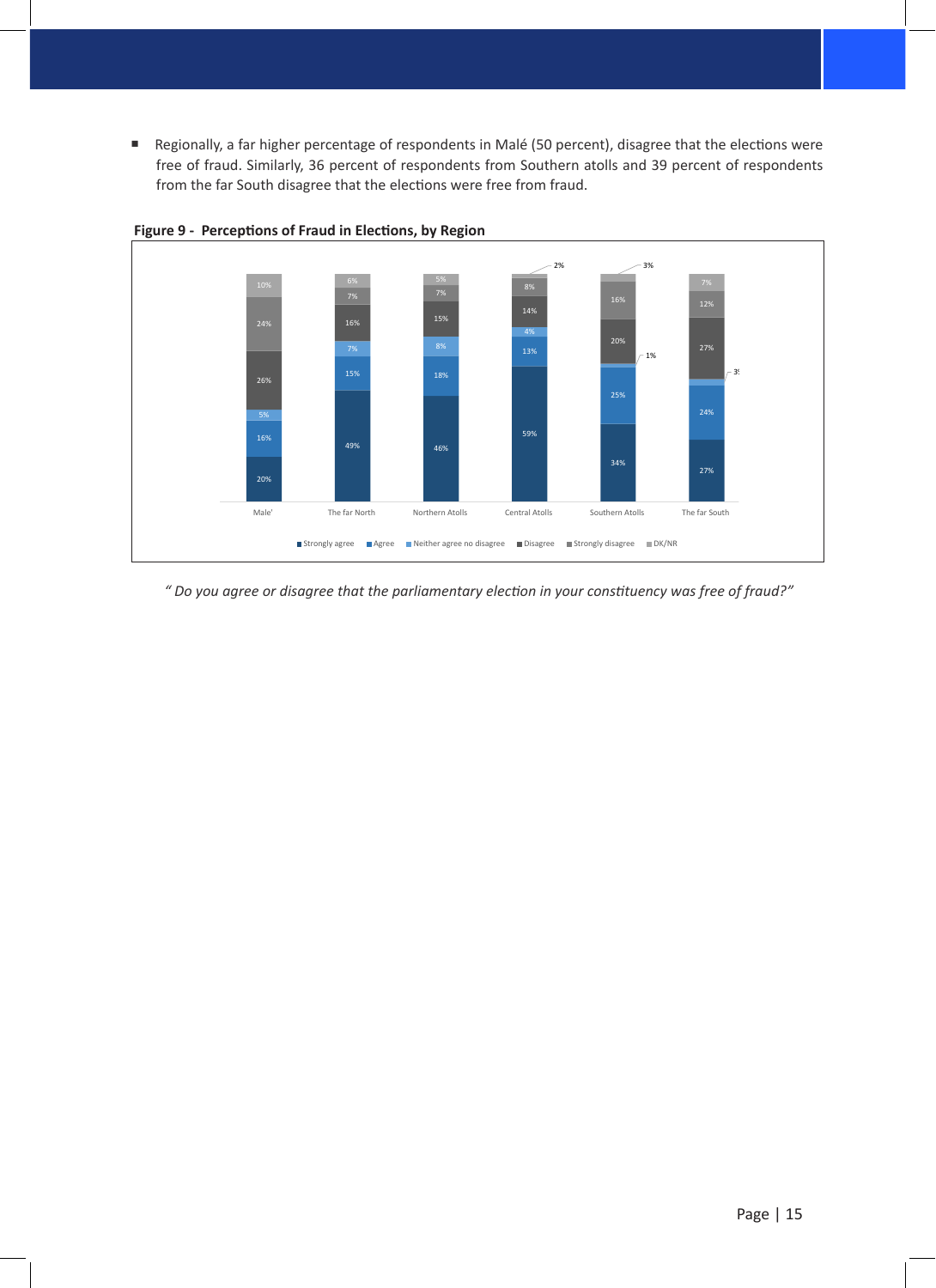- Regionally, a far higher percentage of respondents in Malé (50 percent), disagree that the elections were free of fraud. Similarly, 36 percent of respondents from Southern atolls and 39 percent of respondents from the far South disagree that the elections were free from fraud.

**Figure 9 - Perceptions of Fraud in Elections, by Region**

| | Strongly agree | Agree | Neither agree no disagree | Disagree | Strongly disagree | DK/NR |
|---|---|---|---|---|---|---|
| Male' | 20% | 16% | 5% | 26% | 24% | 10% |
| The far North | 49% | 15% | 7% | 16% | 7% | 6% |
| Northern Atolls | 46% | 18% | 8% | 15% | 7% | 5% |
| Central Atolls | 59% | 13% | 4% | 14% | 8% | 2% |
| Southern Atolls | 34% | 25% | 1% | 20% | 16% | 3% |
| The far South | 27% | 24% | 3% | 27% | 12% | 7% |

*" Do you agree or disagree that the parliamentary election in your constituency was free of fraud?"*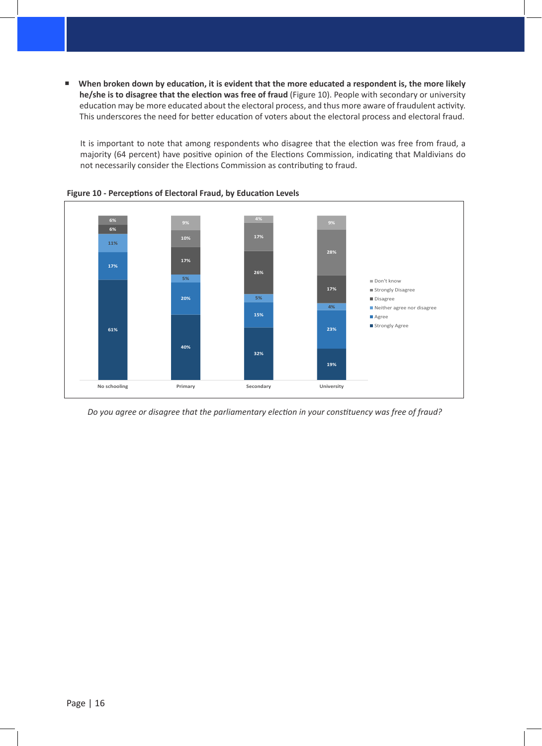- **When broken down by education, it is evident that the more educated a respondent is, the more likely he/she is to disagree that the election was free of fraud** (Figure 10). People with secondary or university education may be more educated about the electoral process, and thus more aware of fraudulent activity. This underscores the need for better education of voters about the electoral process and electoral fraud.

  It is important to note that among respondents who disagree that the election was free from fraud, a majority (64 percent) have positive opinion of the Elections Commission, indicating that Maldivians do not necessarily consider the Elections Commission as contributing to fraud.

**Figure 10 - Perceptions of Electoral Fraud, by Education Levels**

| | No schooling | Primary | Secondary | University |
|---|---|---|---|---|
| Strongly Agree | 61% | 40% | 32% | 19% |
| Agree | 17% | 20% | 15% | 23% |
| Neither agree nor disagree | 11% | 5% | 5% | 4% |
| Disagree | 6% | 17% | 26% | 17% |
| Strongly Disagree | 6% | 10% | 17% | 28% |
| Don't know | | 9% | 4% | 9% |

*Do you agree or disagree that the parliamentary election in your constituency was free of fraud?*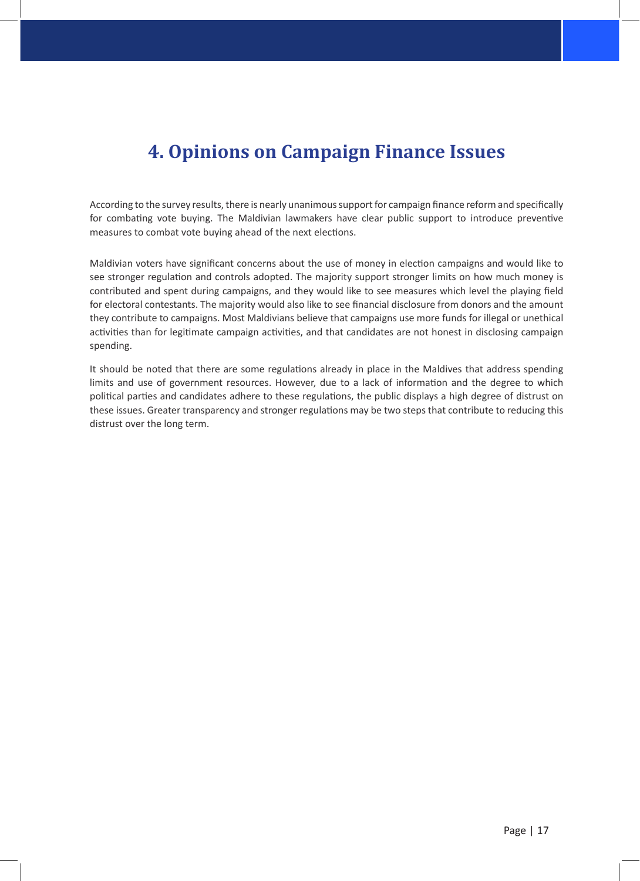# 4. Opinions on Campaign Finance Issues

According to the survey results, there is nearly unanimous support for campaign finance reform and specifically for combating vote buying. The Maldivian lawmakers have clear public support to introduce preventive measures to combat vote buying ahead of the next elections.

Maldivian voters have significant concerns about the use of money in election campaigns and would like to see stronger regulation and controls adopted. The majority support stronger limits on how much money is contributed and spent during campaigns, and they would like to see measures which level the playing field for electoral contestants. The majority would also like to see financial disclosure from donors and the amount they contribute to campaigns. Most Maldivians believe that campaigns use more funds for illegal or unethical activities than for legitimate campaign activities, and that candidates are not honest in disclosing campaign spending.

It should be noted that there are some regulations already in place in the Maldives that address spending limits and use of government resources. However, due to a lack of information and the degree to which political parties and candidates adhere to these regulations, the public displays a high degree of distrust on these issues. Greater transparency and stronger regulations may be two steps that contribute to reducing this distrust over the long term.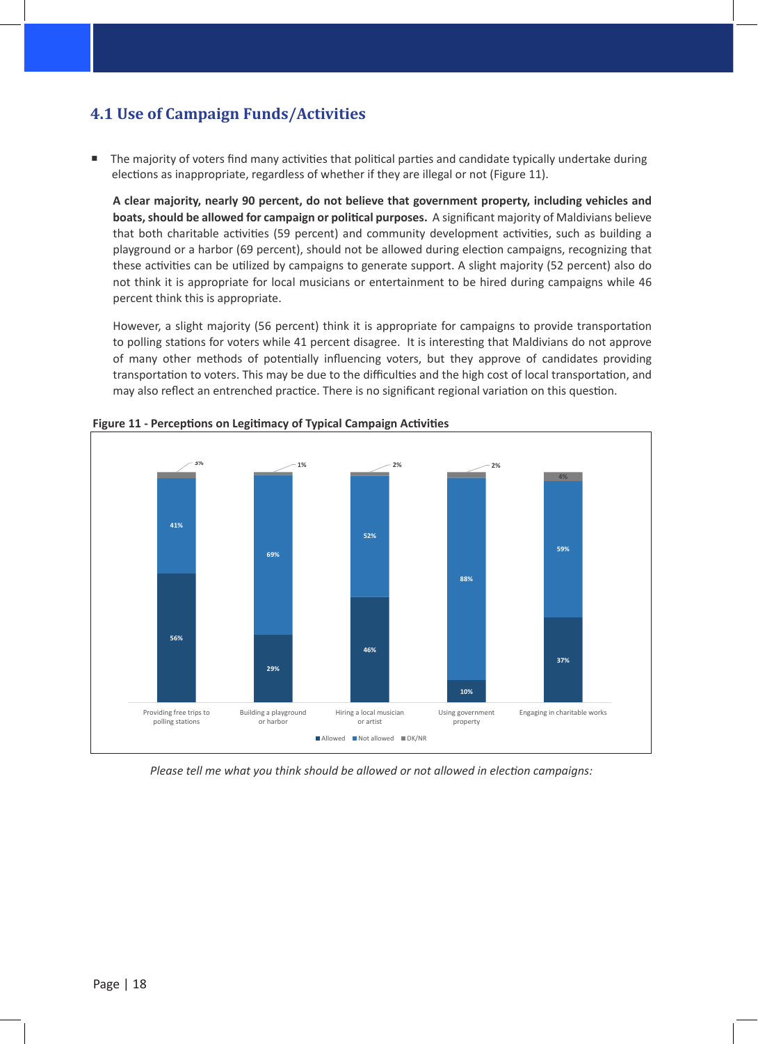## 4.1 Use of Campaign Funds/Activities

- The majority of voters find many activities that political parties and candidate typically undertake during elections as inappropriate, regardless of whether if they are illegal or not (Figure 11).

  **A clear majority, nearly 90 percent, do not believe that government property, including vehicles and boats, should be allowed for campaign or political purposes.** A significant majority of Maldivians believe that both charitable activities (59 percent) and community development activities, such as building a playground or a harbor (69 percent), should not be allowed during election campaigns, recognizing that these activities can be utilized by campaigns to generate support. A slight majority (52 percent) also do not think it is appropriate for local musicians or entertainment to be hired during campaigns while 46 percent think this is appropriate.

  However, a slight majority (56 percent) think it is appropriate for campaigns to provide transportation to polling stations for voters while 41 percent disagree. It is interesting that Maldivians do not approve of many other methods of potentially influencing voters, but they approve of candidates providing transportation to voters. This may be due to the difficulties and the high cost of local transportation, and may also reflect an entrenched practice. There is no significant regional variation on this question.

**Figure 11 - Perceptions on Legitimacy of Typical Campaign Activities**

| | Allowed | Not allowed | DK/NR |
|---|---|---|---|
| Providing free trips to polling stations | 56% | 41% | 3% |
| Building a playground or harbor | 29% | 69% | 1% |
| Hiring a local musician or artist | 46% | 52% | 2% |
| Using government property | 10% | 88% | 2% |
| Engaging in charitable works | 37% | 59% | 4% |

*Please tell me what you think should be allowed or not allowed in election campaigns:*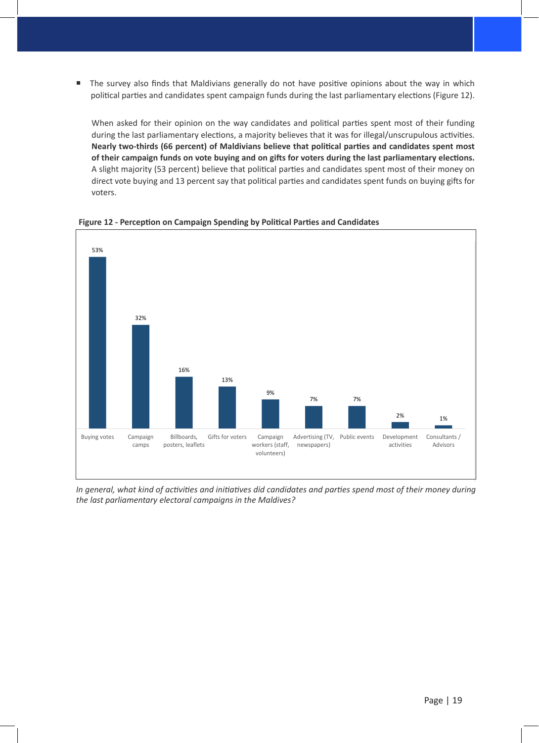- The survey also finds that Maldivians generally do not have positive opinions about the way in which political parties and candidates spent campaign funds during the last parliamentary elections (Figure 12).

  When asked for their opinion on the way candidates and political parties spent most of their funding during the last parliamentary elections, a majority believes that it was for illegal/unscrupulous activities. **Nearly two-thirds (66 percent) of Maldivians believe that political parties and candidates spent most of their campaign funds on vote buying and on gifts for voters during the last parliamentary elections.** A slight majority (53 percent) believe that political parties and candidates spent most of their money on direct vote buying and 13 percent say that political parties and candidates spent funds on buying gifts for voters.

**Figure 12 - Perception on Campaign Spending by Political Parties and Candidates**

| Activity | Percent |
| --- | --- |
| Buying votes | 53% |
| Campaign camps | 32% |
| Billboards, posters, leaflets | 16% |
| Gifts for voters | 13% |
| Campaign workers (staff, volunteers) | 9% |
| Advertising (TV, newspapers) | 7% |
| Public events | 7% |
| Development activities | 2% |
| Consultants / Advisors | 1% |

*In general, what kind of activities and initiatives did candidates and parties spend most of their money during the last parliamentary electoral campaigns in the Maldives?*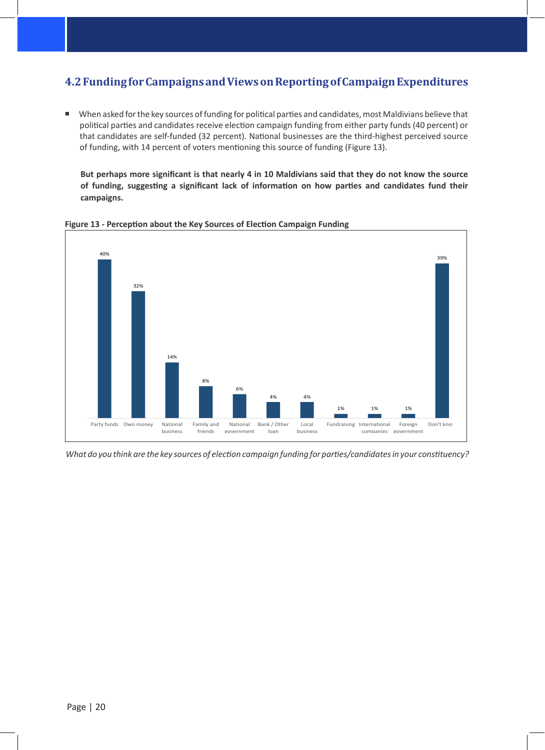## 4.2 Funding for Campaigns and Views on Reporting of Campaign Expenditures

- When asked for the key sources of funding for political parties and candidates, most Maldivians believe that political parties and candidates receive election campaign funding from either party funds (40 percent) or that candidates are self-funded (32 percent). National businesses are the third-highest perceived source of funding, with 14 percent of voters mentioning this source of funding (Figure 13).

  **But perhaps more significant is that nearly 4 in 10 Maldivians said that they do not know the source of funding, suggesting a significant lack of information on how parties and candidates fund their campaigns.**

**Figure 13 - Perception about the Key Sources of Election Campaign Funding**

| Source | Percent |
|---|---|
| Party funds | 40% |
| Own money | 32% |
| National business | 14% |
| Family and friends | 8% |
| National government | 6% |
| Bank / Other loan | 4% |
| Local business | 4% |
| Fundraising | 1% |
| International companies | 1% |
| Foreign government | 1% |
| Don't know | 39% |

*What do you think are the key sources of election campaign funding for parties/candidates in your constituency?*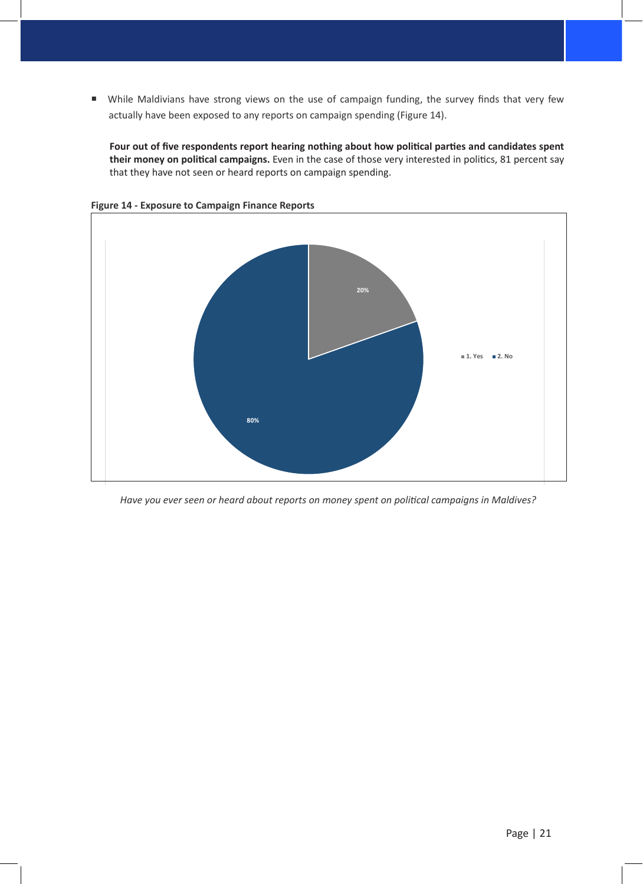- While Maldivians have strong views on the use of campaign funding, the survey finds that very few actually have been exposed to any reports on campaign spending (Figure 14).

  **Four out of five respondents report hearing nothing about how political parties and candidates spent their money on political campaigns.** Even in the case of those very interested in politics, 81 percent say that they have not seen or heard reports on campaign spending.

**Figure 14 - Exposure to Campaign Finance Reports**

| Response | Percent |
| --- | --- |
| 1. Yes | 20% |
| 2. No | 80% |

*Have you ever seen or heard about reports on money spent on political campaigns in Maldives?*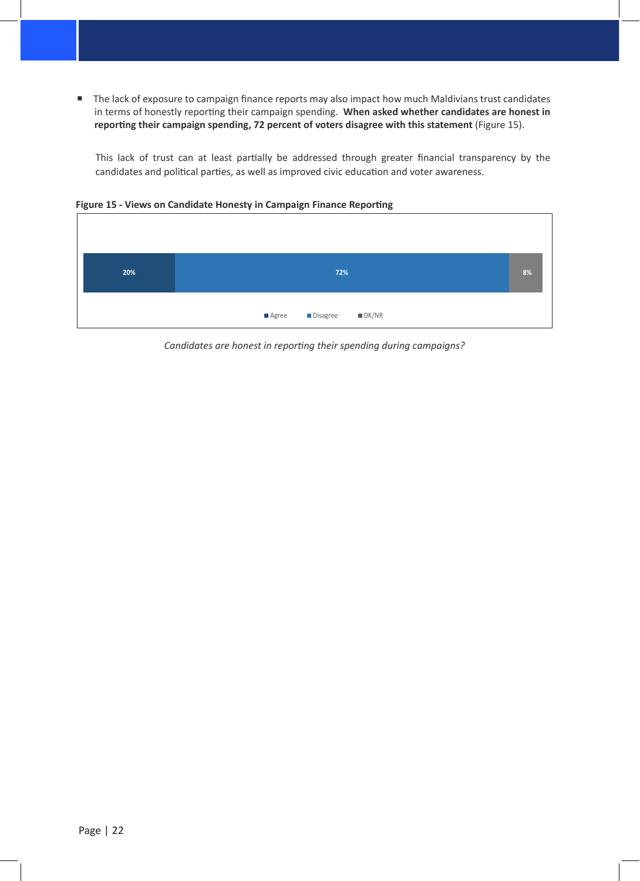- The lack of exposure to campaign finance reports may also impact how much Maldivians trust candidates in terms of honestly reporting their campaign spending. **When asked whether candidates are honest in reporting their campaign spending, 72 percent of voters disagree with this statement** (Figure 15).

  This lack of trust can at least partially be addressed through greater financial transparency by the candidates and political parties, as well as improved civic education and voter awareness.

**Figure 15 - Views on Candidate Honesty in Campaign Finance Reporting**

| Agree | Disagree | DK/NR |
|---|---|---|
| 20% | 72% | 8% |

*Candidates are honest in reporting their spending during campaigns?*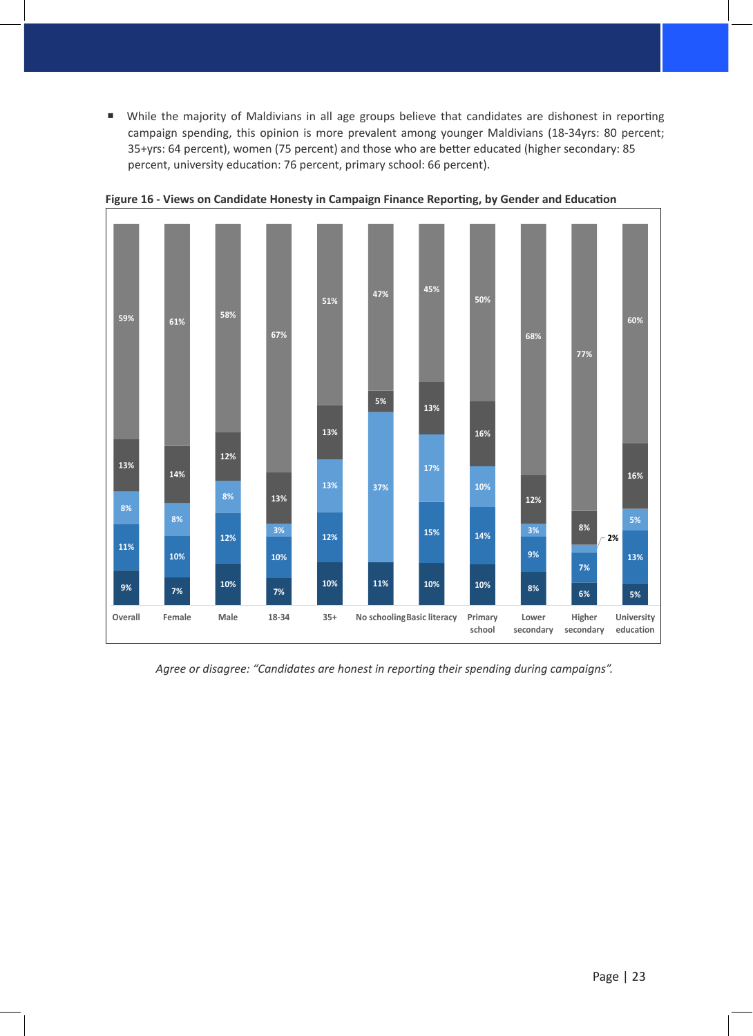- While the majority of Maldivians in all age groups believe that candidates are dishonest in reporting campaign spending, this opinion is more prevalent among younger Maldivians (18-34yrs: 80 percent; 35+yrs: 64 percent), women (75 percent) and those who are better educated (higher secondary: 85 percent, university education: 76 percent, primary school: 66 percent).

**Figure 16 - Views on Candidate Honesty in Campaign Finance Reporting, by Gender and Education**

Values are listed from the bottom segment to the top segment of each bar.

| Group | Bottom | 2nd | 3rd | 4th | Top |
|---|---|---|---|---|---|
| Overall | 9% | 11% | 8% | 13% | 59% |
| Female | 7% | 10% | 8% | 14% | 61% |
| Male | 10% | 12% | 8% | 12% | 58% |
| 18-34 | 7% | 10% | 3% | 13% | 67% |
| 35+ | 10% | 12% | 13% | 13% | 51% |
| No schooling | 11% | | 37% | 5% | 47% |
| Basic literacy | 10% | 15% | 17% | 13% | 45% |
| Primary school | 10% | 14% | 10% | 16% | 50% |
| Lower secondary | 8% | 9% | 3% | 12% | 68% |
| Higher secondary | 6% | 7% | 2% | 8% | 77% |
| University education | 5% | 13% | 5% | 16% | 60% |

*Agree or disagree: "Candidates are honest in reporting their spending during campaigns".*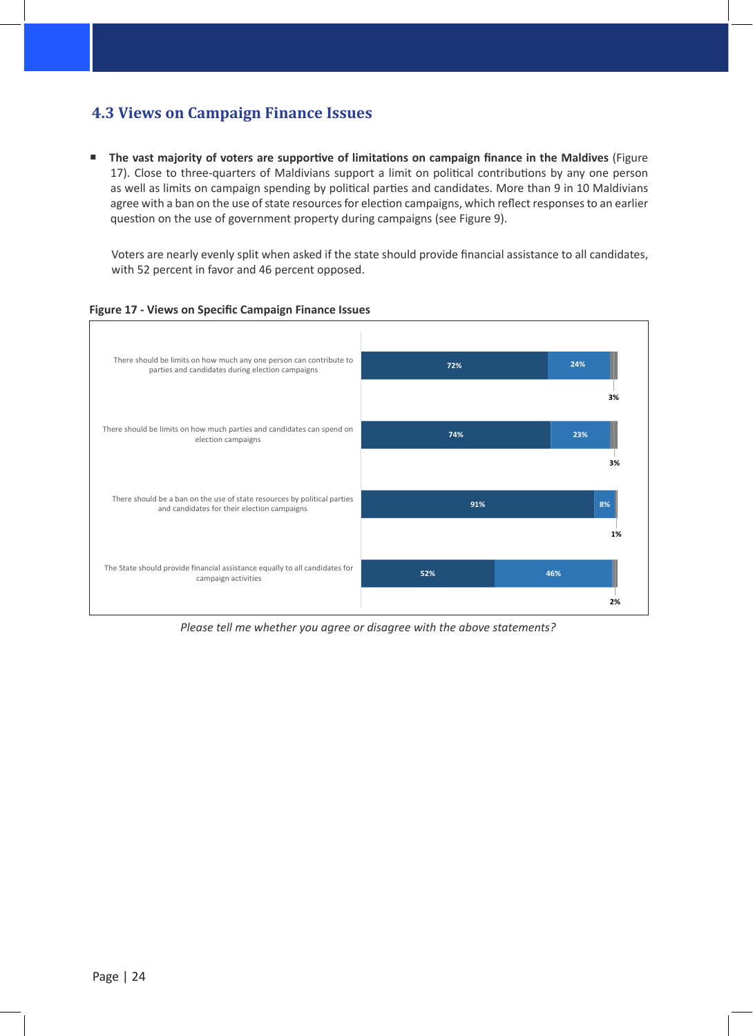## 4.3 Views on Campaign Finance Issues

- **The vast majority of voters are supportive of limitations on campaign finance in the Maldives** (Figure 17). Close to three-quarters of Maldivians support a limit on political contributions by any one person as well as limits on campaign spending by political parties and candidates. More than 9 in 10 Maldivians agree with a ban on the use of state resources for election campaigns, which reflect responses to an earlier question on the use of government property during campaigns (see Figure 9).

  Voters are nearly evenly split when asked if the state should provide financial assistance to all candidates, with 52 percent in favor and 46 percent opposed.

**Figure 17 - Views on Specific Campaign Finance Issues**

| Statement | | | |
|---|---|---|---|
| There should be limits on how much any one person can contribute to parties and candidates during election campaigns | 72% | 24% | 3% |
| There should be limits on how much parties and candidates can spend on election campaigns | 74% | 23% | 3% |
| There should be a ban on the use of state resources by political parties and candidates for their election campaigns | 91% | 8% | 1% |
| The State should provide financial assistance equally to all candidates for campaign activities | 52% | 46% | 2% |

*Please tell me whether you agree or disagree with the above statements?*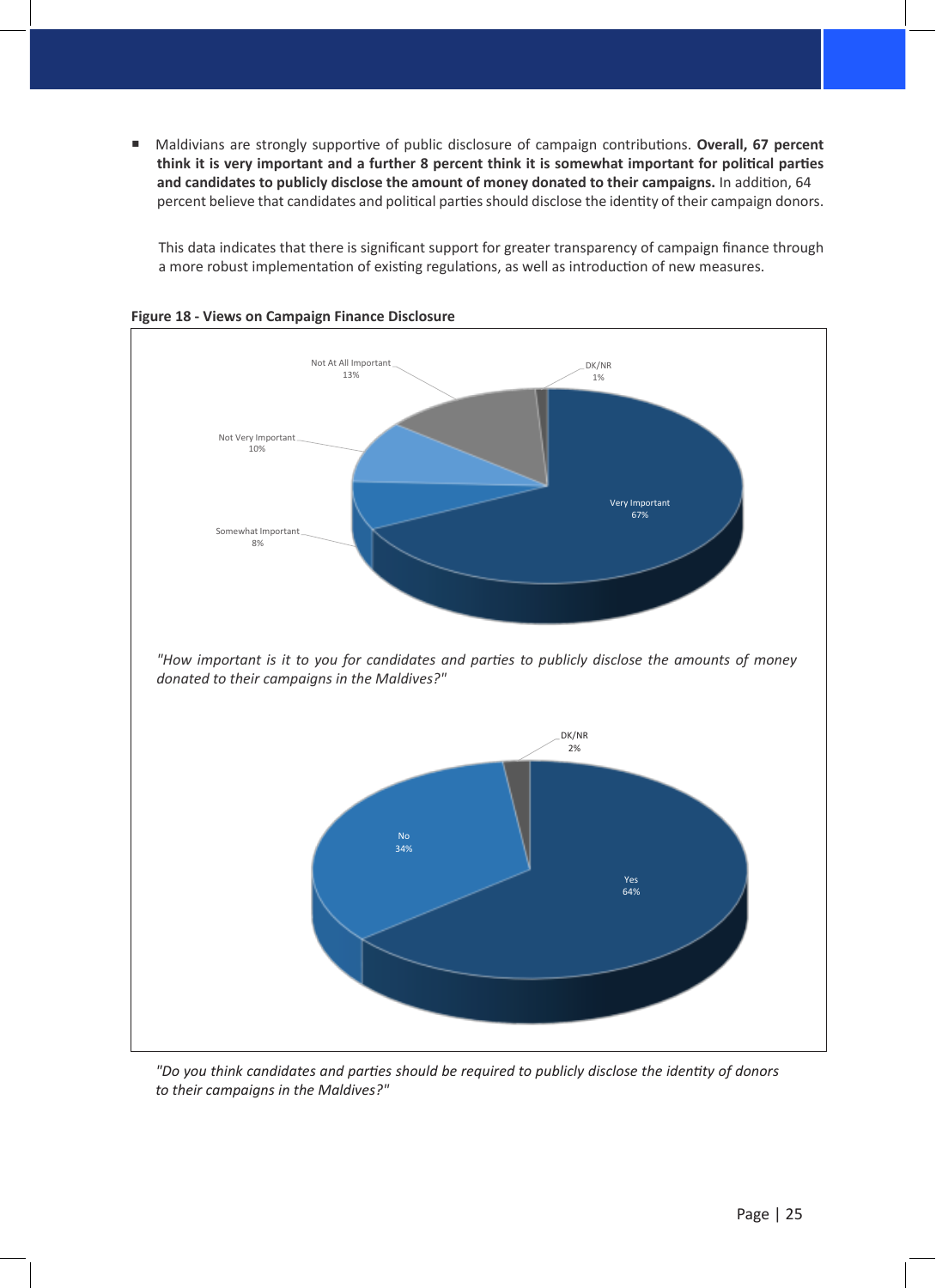- Maldivians are strongly supportive of public disclosure of campaign contributions. **Overall, 67 percent think it is very important and a further 8 percent think it is somewhat important for political parties and candidates to publicly disclose the amount of money donated to their campaigns.** In addition, 64 percent believe that candidates and political parties should disclose the identity of their campaign donors.

  This data indicates that there is significant support for greater transparency of campaign finance through a more robust implementation of existing regulations, as well as introduction of new measures.

**Figure 18 - Views on Campaign Finance Disclosure**

*"How important is it to you for candidates and parties to publicly disclose the amounts of money donated to their campaigns in the Maldives?"*

| Response | Percent |
|---|---|
| Very Important | 67% |
| Somewhat Important | 8% |
| Not Very Important | 10% |
| Not At All Important | 13% |
| DK/NR | 1% |

*"Do you think candidates and parties should be required to publicly disclose the identity of donors to their campaigns in the Maldives?"*

| Response | Percent |
|---|---|
| Yes | 64% |
| No | 34% |
| DK/NR | 2% |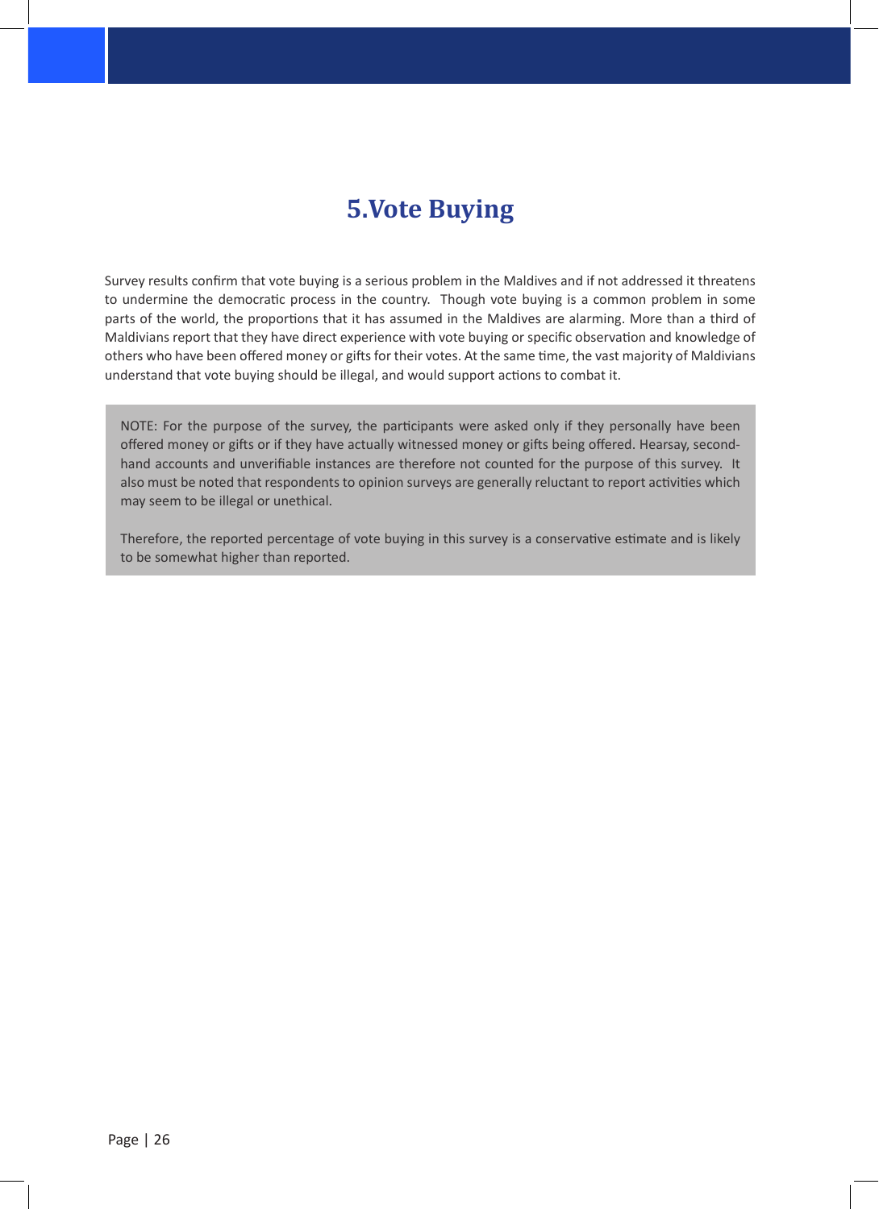# 5.Vote Buying

Survey results confirm that vote buying is a serious problem in the Maldives and if not addressed it threatens to undermine the democratic process in the country. Though vote buying is a common problem in some parts of the world, the proportions that it has assumed in the Maldives are alarming. More than a third of Maldivians report that they have direct experience with vote buying or specific observation and knowledge of others who have been offered money or gifts for their votes. At the same time, the vast majority of Maldivians understand that vote buying should be illegal, and would support actions to combat it.

NOTE: For the purpose of the survey, the participants were asked only if they personally have been offered money or gifts or if they have actually witnessed money or gifts being offered. Hearsay, second-hand accounts and unverifiable instances are therefore not counted for the purpose of this survey. It also must be noted that respondents to opinion surveys are generally reluctant to report activities which may seem to be illegal or unethical.

Therefore, the reported percentage of vote buying in this survey is a conservative estimate and is likely to be somewhat higher than reported.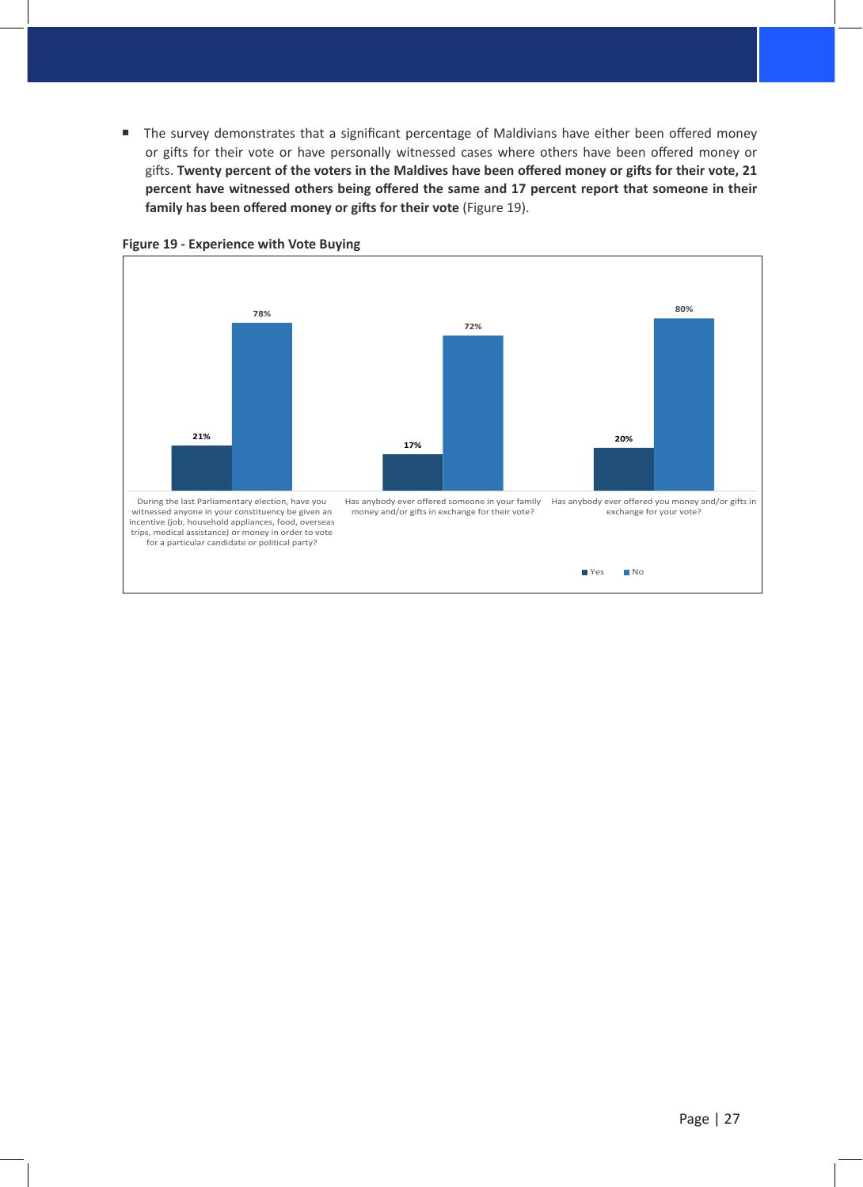- The survey demonstrates that a significant percentage of Maldivians have either been offered money or gifts for their vote or have personally witnessed cases where others have been offered money or gifts. **Twenty percent of the voters in the Maldives have been offered money or gifts for their vote, 21 percent have witnessed others being offered the same and 17 percent report that someone in their family has been offered money or gifts for their vote** (Figure 19).

**Figure 19 - Experience with Vote Buying**

| Question | Yes | No |
|---|---|---|
| During the last Parliamentary election, have you witnessed anyone in your constituency be given an incentive (job, household appliances, food, overseas trips, medical assistance) or money in order to vote for a particular candidate or political party? | 21% | 78% |
| Has anybody ever offered someone in your family money and/or gifts in exchange for their vote? | 17% | 72% |
| Has anybody ever offered you money and/or gifts in exchange for your vote? | 20% | 80% |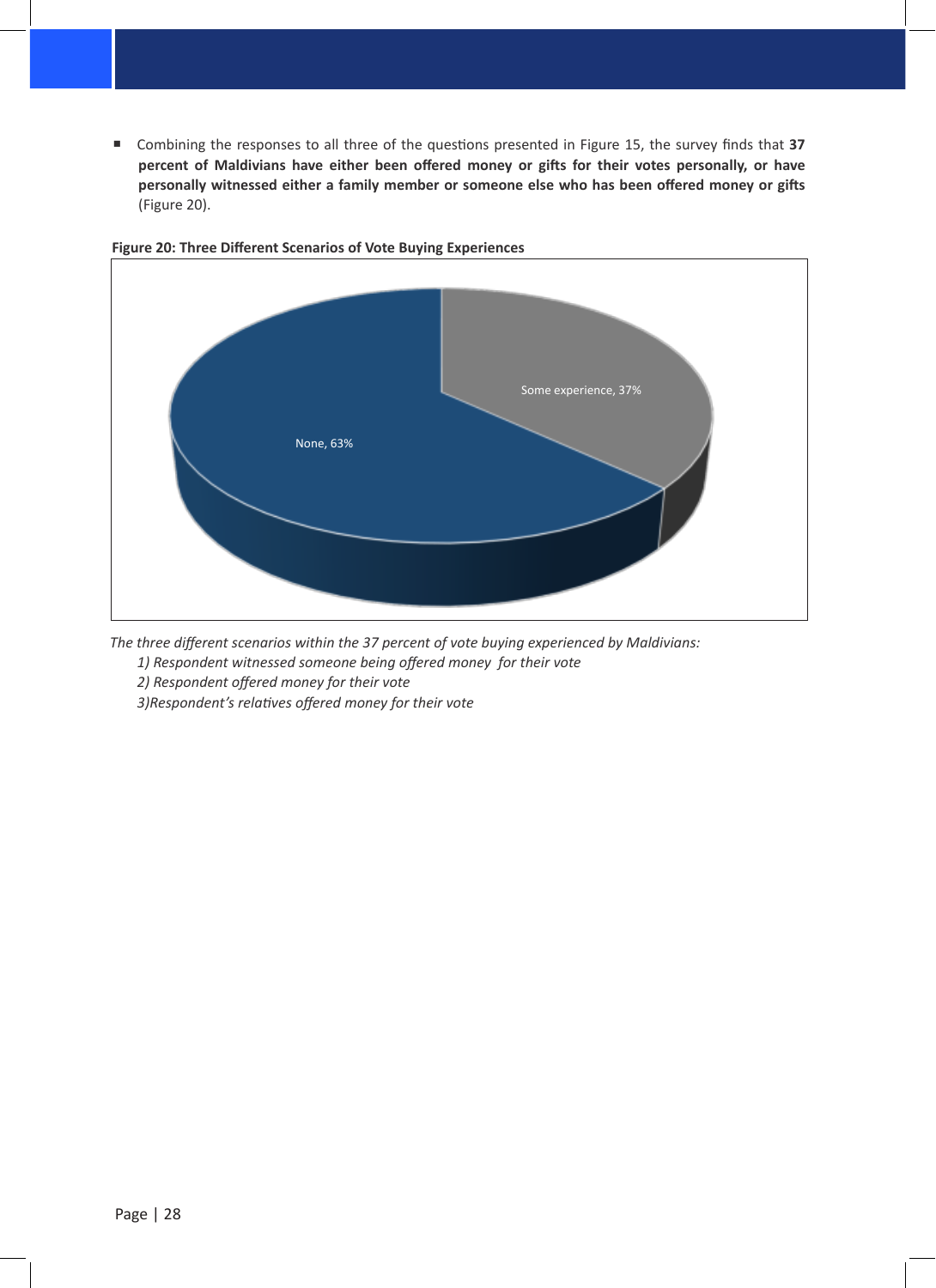- Combining the responses to all three of the questions presented in Figure 15, the survey finds that **37 percent of Maldivians have either been offered money or gifts for their votes personally, or have personally witnessed either a family member or someone else who has been offered money or gifts** (Figure 20).

**Figure 20: Three Different Scenarios of Vote Buying Experiences**

None, 63%

Some experience, 37%

*The three different scenarios within the 37 percent of vote buying experienced by Maldivians:*

*1) Respondent witnessed someone being offered money for their vote*

*2) Respondent offered money for their vote*

*3)Respondent's relatives offered money for their vote*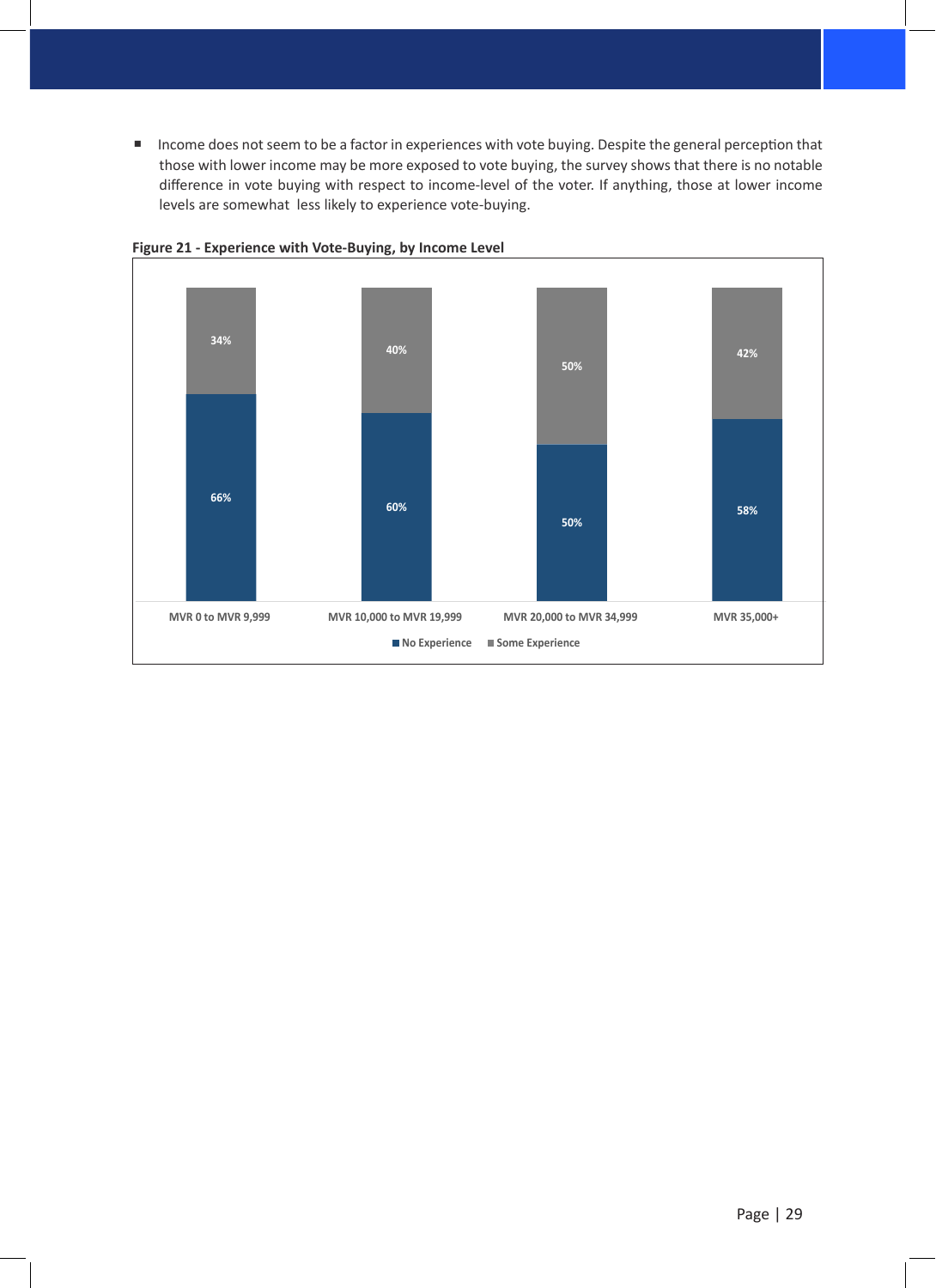- Income does not seem to be a factor in experiences with vote buying. Despite the general perception that those with lower income may be more exposed to vote buying, the survey shows that there is no notable difference in vote buying with respect to income-level of the voter. If anything, those at lower income levels are somewhat less likely to experience vote-buying.

**Figure 21 - Experience with Vote-Buying, by Income Level**

| Income Level | No Experience | Some Experience |
|---|---|---|
| MVR 0 to MVR 9,999 | 66% | 34% |
| MVR 10,000 to MVR 19,999 | 60% | 40% |
| MVR 20,000 to MVR 34,999 | 50% | 50% |
| MVR 35,000+ | 58% | 42% |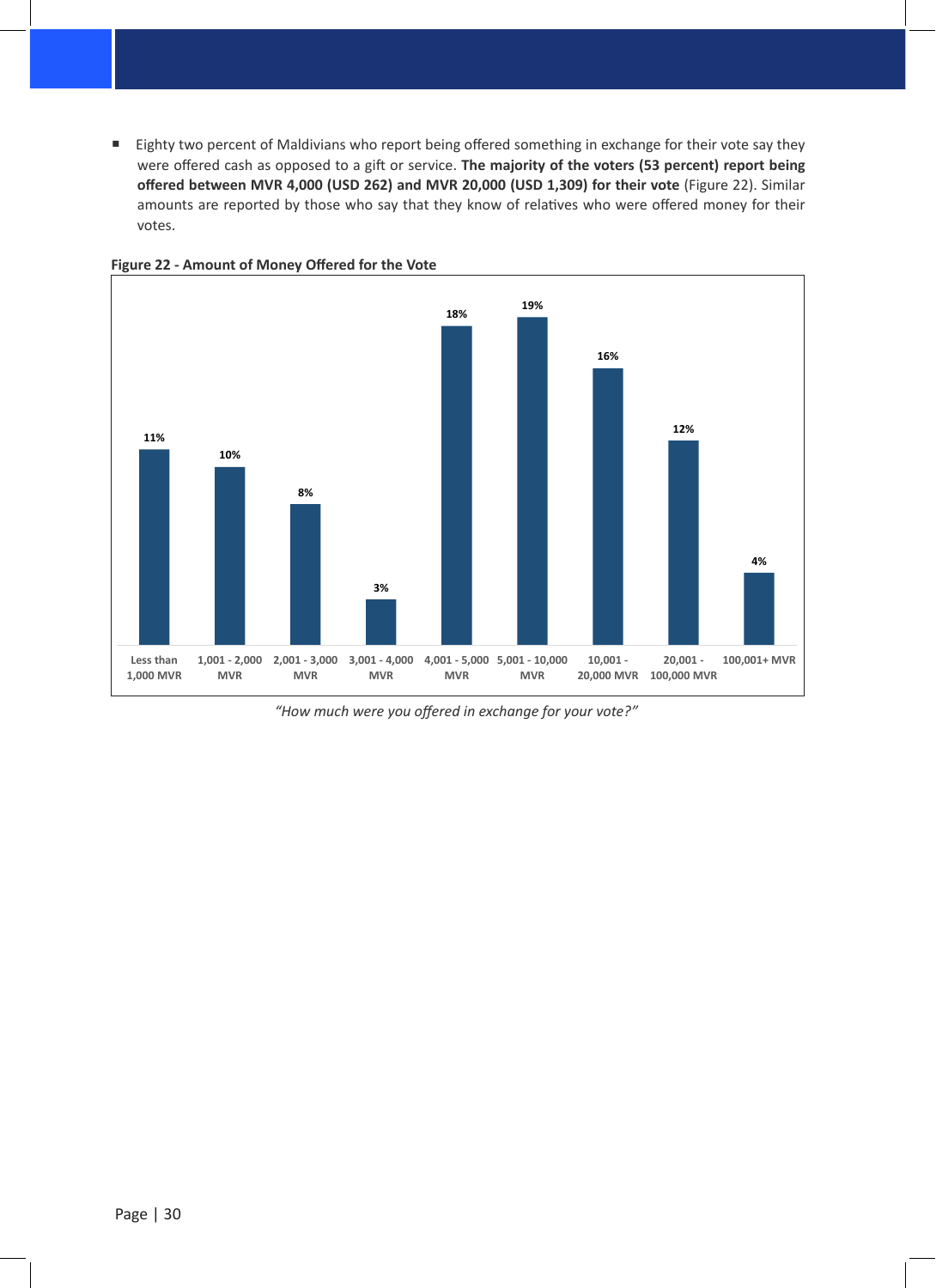- Eighty two percent of Maldivians who report being offered something in exchange for their vote say they were offered cash as opposed to a gift or service. **The majority of the voters (53 percent) report being offered between MVR 4,000 (USD 262) and MVR 20,000 (USD 1,309) for their vote** (Figure 22). Similar amounts are reported by those who say that they know of relatives who were offered money for their votes.

**Figure 22 - Amount of Money Offered for the Vote**

| Amount | Percent |
|---|---|
| Less than 1,000 MVR | 11% |
| 1,001 - 2,000 MVR | 10% |
| 2,001 - 3,000 MVR | 8% |
| 3,001 - 4,000 MVR | 3% |
| 4,001 - 5,000 MVR | 18% |
| 5,001 - 10,000 MVR | 19% |
| 10,001 - 20,000 MVR | 16% |
| 20,001 - 100,000 MVR | 12% |
| 100,001+ MVR | 4% |

*"How much were you offered in exchange for your vote?"*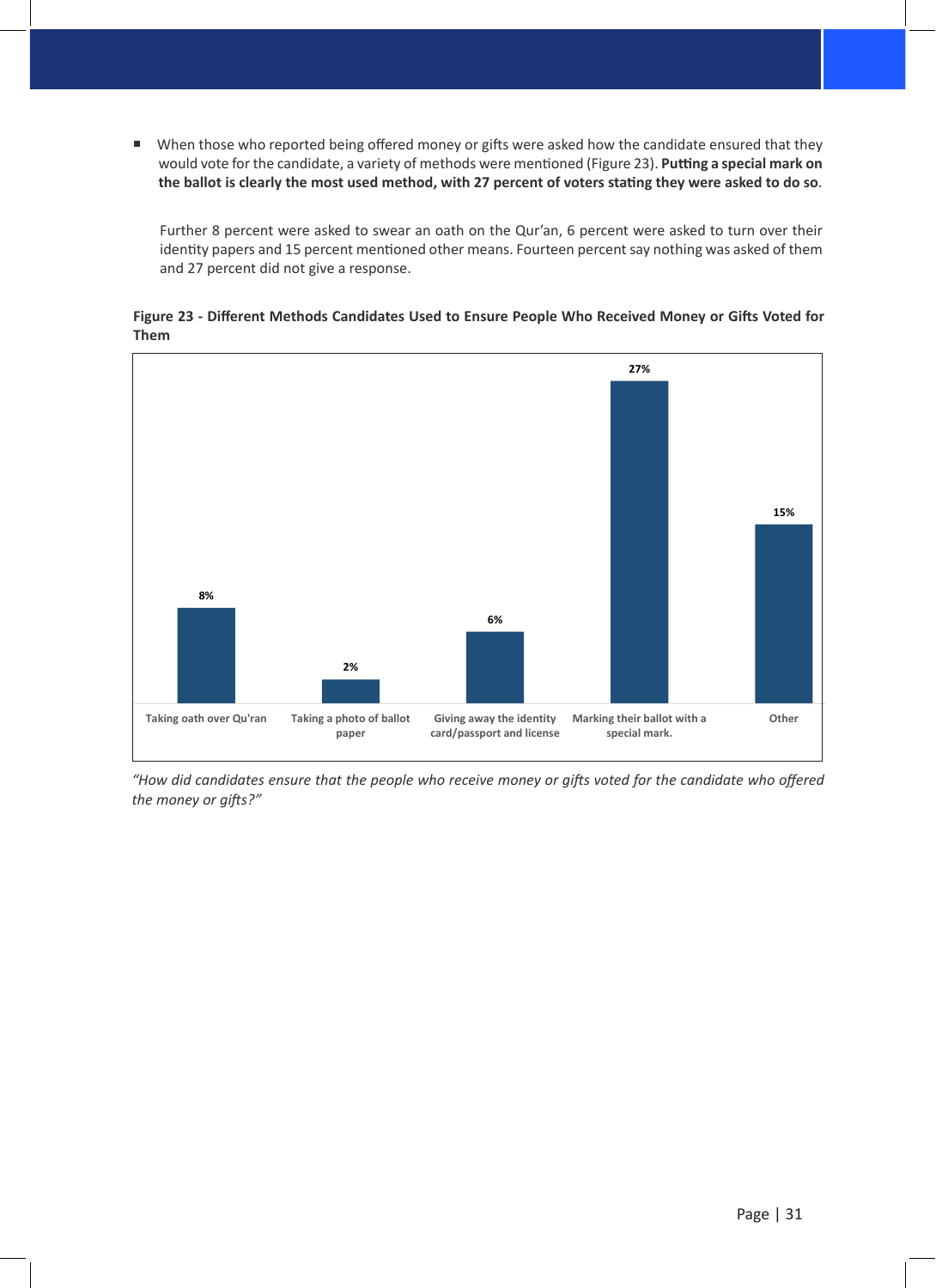- When those who reported being offered money or gifts were asked how the candidate ensured that they would vote for the candidate, a variety of methods were mentioned (Figure 23). **Putting a special mark on the ballot is clearly the most used method, with 27 percent of voters stating they were asked to do so**.

  Further 8 percent were asked to swear an oath on the Qur'an, 6 percent were asked to turn over their identity papers and 15 percent mentioned other means. Fourteen percent say nothing was asked of them and 27 percent did not give a response.

**Figure 23 - Different Methods Candidates Used to Ensure People Who Received Money or Gifts Voted for Them**

| Method | Percent |
|---|---|
| Taking oath over Qu'ran | 8% |
| Taking a photo of ballot paper | 2% |
| Giving away the identity card/passport and license | 6% |
| Marking their ballot with a special mark. | 27% |
| Other | 15% |

*"How did candidates ensure that the people who receive money or gifts voted for the candidate who offered the money or gifts?"*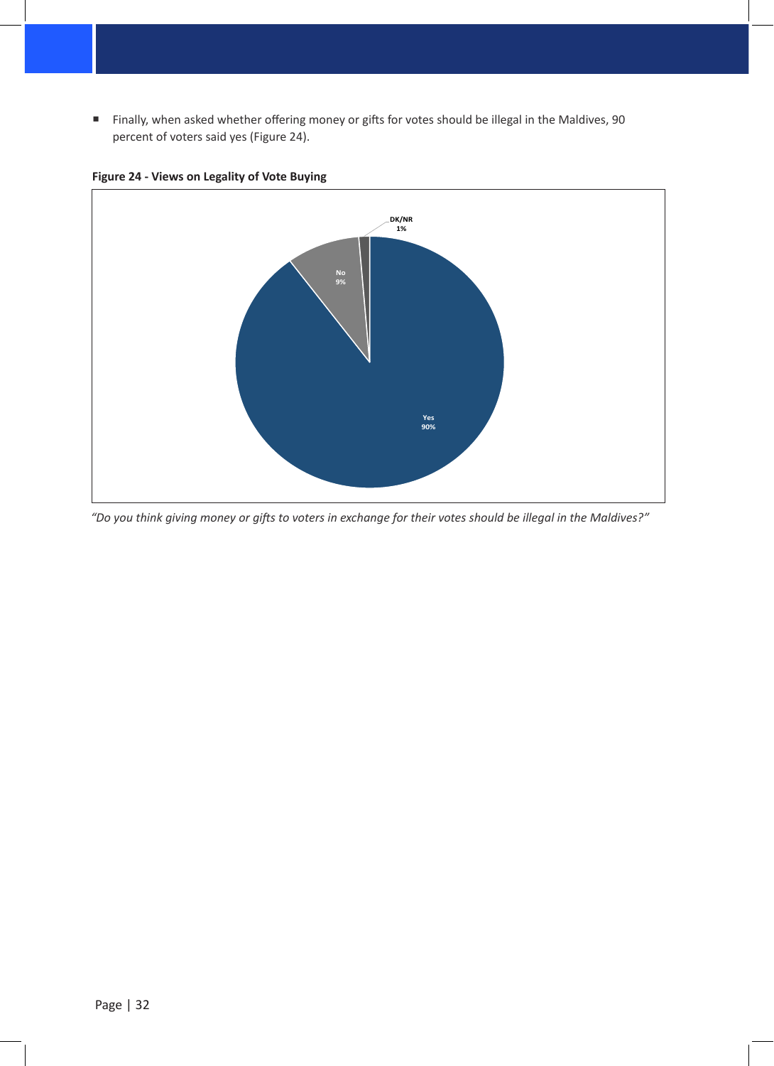- Finally, when asked whether offering money or gifts for votes should be illegal in the Maldives, 90 percent of voters said yes (Figure 24).

**Figure 24 - Views on Legality of Vote Buying**

| Response | Percent |
| --- | --- |
| Yes | 90% |
| No | 9% |
| DK/NR | 1% |

*"Do you think giving money or gifts to voters in exchange for their votes should be illegal in the Maldives?"*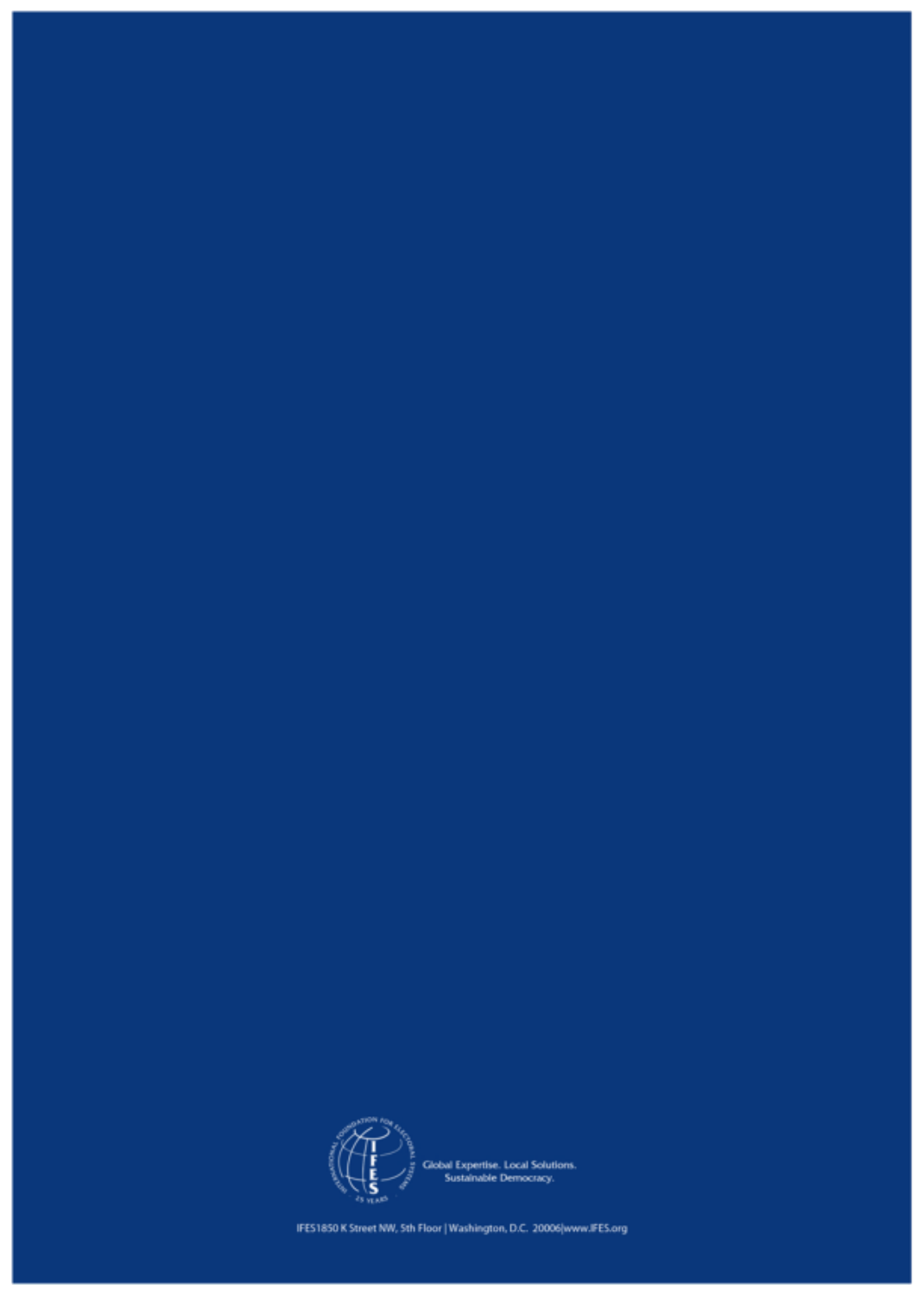Global Expertise. Local Solutions.
Sustainable Democracy.

IFES1850 K Street NW, 5th Floor | Washington, D.C. 20006|www.IFES.org